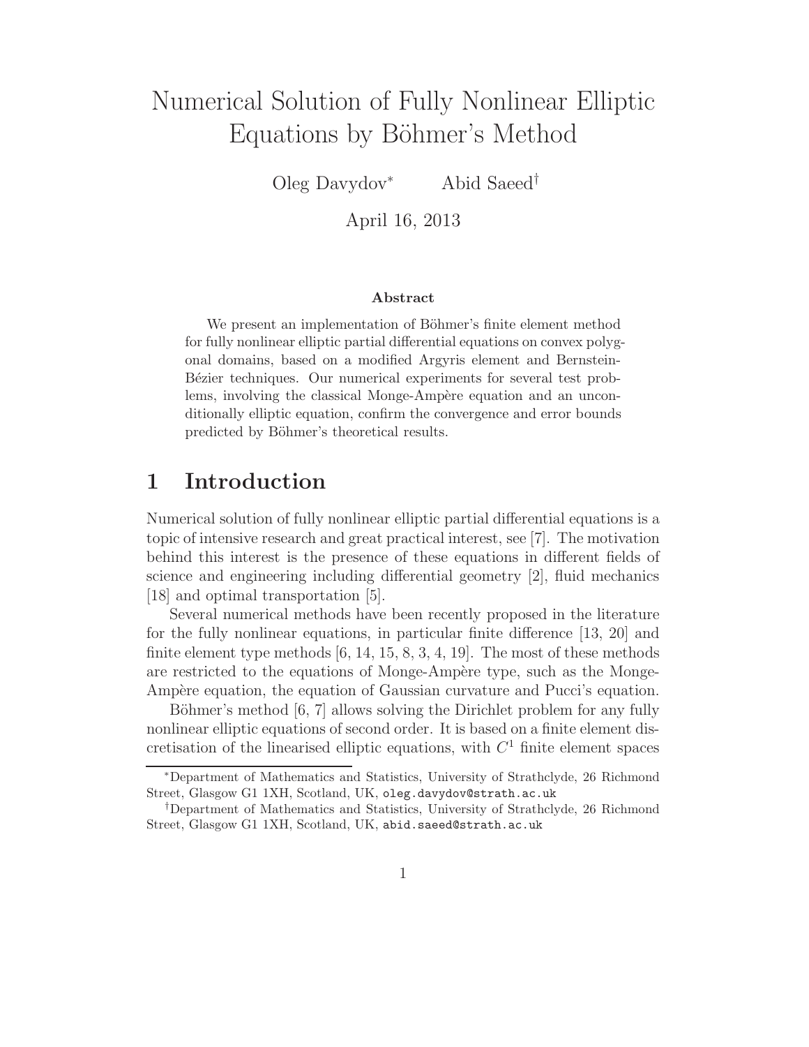# Numerical Solution of Fully Nonlinear Elliptic Equations by Böhmer's Method

Oleg Davydov[*] Abid Saeed[†]

April 16, 2013

### Abstract

We present an implementation of Böhmer's finite element method for fully nonlinear elliptic partial differential equations on convex polygonal domains, based on a modified Argyris element and Bernstein-Bézier techniques. Our numerical experiments for several test problems, involving the classical Monge-Ampère equation and an unconditionally elliptic equation, confirm the convergence and error bounds predicted by Böhmer's theoretical results.

## 1 Introduction

Numerical solution of fully nonlinear elliptic partial differential equations is a topic of intensive research and great practical interest, see [7]. The motivation behind this interest is the presence of these equations in different fields of science and engineering including differential geometry [2], fluid mechanics [18] and optimal transportation [5].

Several numerical methods have been recently proposed in the literature for the fully nonlinear equations, in particular finite difference [13, 20] and finite element type methods [6, 14, 15, 8, 3, 4, 19]. The most of these methods are restricted to the equations of Monge-Ampère type, such as the Monge-Ampère equation, the equation of Gaussian curvature and Pucci's equation.

Böhmer's method [6, 7] allows solving the Dirichlet problem for any fully nonlinear elliptic equations of second order. It is based on a finite element discretisation of the linearised elliptic equations, with $C^1$ finite element spaces

[*] Department of Mathematics and Statistics, University of Strathclyde, 26 Richmond Street, Glasgow G1 1XH, Scotland, UK, oleg.davydov@strath.ac.uk

[†] Department of Mathematics and Statistics, University of Strathclyde, 26 Richmond Street, Glasgow G1 1XH, Scotland, UK, abid.saeed@strath.ac.uk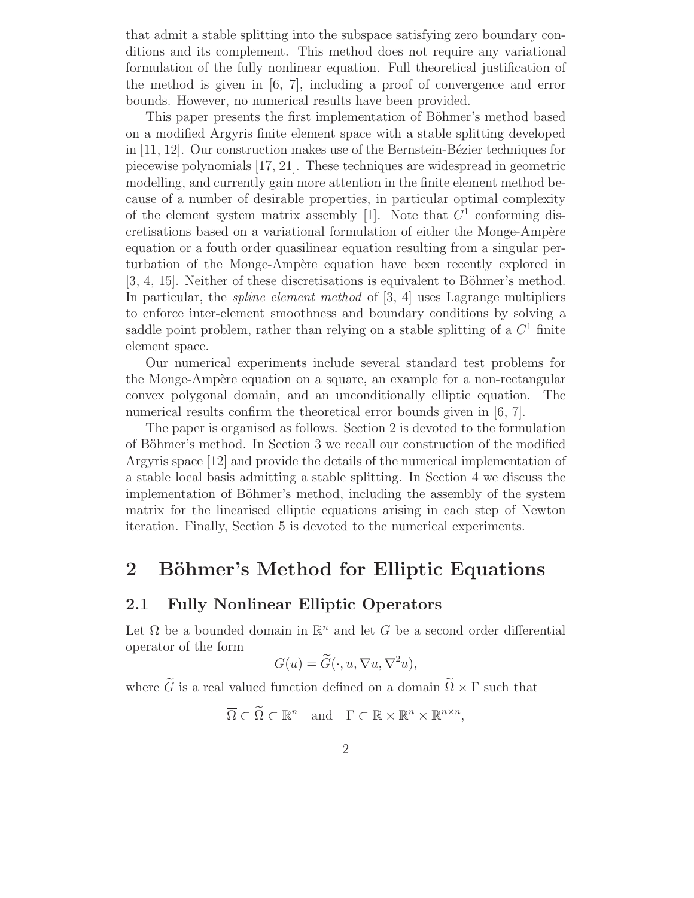that admit a stable splitting into the subspace satisfying zero boundary conditions and its complement. This method does not require any variational formulation of the fully nonlinear equation. Full theoretical justification of the method is given in [6, 7], including a proof of convergence and error bounds. However, no numerical results have been provided.

This paper presents the first implementation of Böhmer's method based on a modified Argyris finite element space with a stable splitting developed in [11, 12]. Our construction makes use of the Bernstein-Bézier techniques for piecewise polynomials [17, 21]. These techniques are widespread in geometric modelling, and currently gain more attention in the finite element method because of a number of desirable properties, in particular optimal complexity of the element system matrix assembly [1]. Note that $C^1$ conforming discretisations based on a variational formulation of either the Monge-Ampère equation or a fouth order quasilinear equation resulting from a singular perturbation of the Monge-Ampère equation have been recently explored in [3, 4, 15]. Neither of these discretisations is equivalent to Böhmer's method. In particular, the *spline element method* of [3, 4] uses Lagrange multipliers to enforce inter-element smoothness and boundary conditions by solving a saddle point problem, rather than relying on a stable splitting of a $C^1$ finite element space.

Our numerical experiments include several standard test problems for the Monge-Ampère equation on a square, an example for a non-rectangular convex polygonal domain, and an unconditionally elliptic equation. The numerical results confirm the theoretical error bounds given in [6, 7].

The paper is organised as follows. Section 2 is devoted to the formulation of Böhmer's method. In Section 3 we recall our construction of the modified Argyris space [12] and provide the details of the numerical implementation of a stable local basis admitting a stable splitting. In Section 4 we discuss the implementation of Böhmer's method, including the assembly of the system matrix for the linearised elliptic equations arising in each step of Newton iteration. Finally, Section 5 is devoted to the numerical experiments.

# 2 Böhmer's Method for Elliptic Equations

## 2.1 Fully Nonlinear Elliptic Operators

Let $\Omega$ be a bounded domain in $\mathbb{R}^n$ and let $G$ be a second order differential operator of the form

$$G(u) = \widetilde{G}(\cdot, u, \nabla u, \nabla^2 u),$$

where $\widetilde{G}$ is a real valued function defined on a domain $\widetilde{\Omega} \times \Gamma$ such that

$$\overline{\Omega} \subset \widetilde{\Omega} \subset \mathbb{R}^n \quad \text{and} \quad \Gamma \subset \mathbb{R} \times \mathbb{R}^n \times \mathbb{R}^{n \times n},$$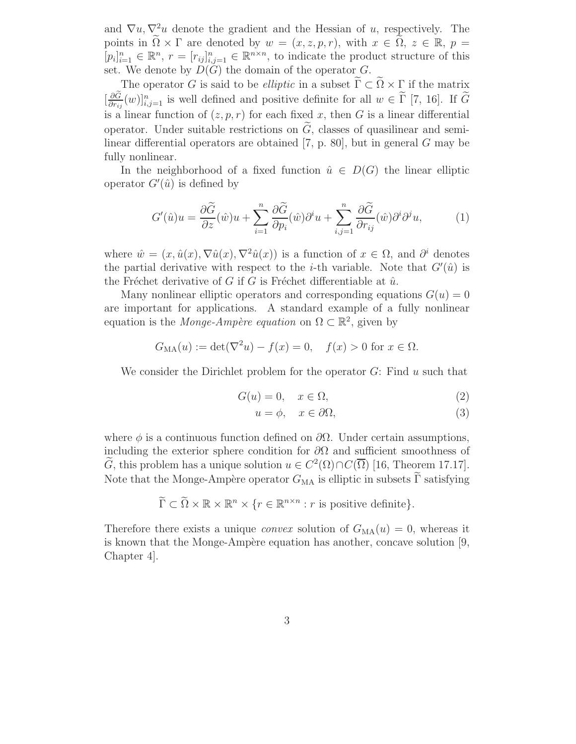and $\nabla u, \nabla^2 u$ denote the gradient and the Hessian of $u$, respectively. The points in $\widetilde{\Omega} \times \Gamma$ are denoted by $w = (x, z, p, r)$, with $x \in \widetilde{\Omega}$, $z \in \mathbb{R}$, $p = [p_i]_{i=1}^n \in \mathbb{R}^n$, $r = [r_{ij}]_{i,j=1}^n \in \mathbb{R}^{n \times n}$, to indicate the product structure of this set. We denote by $D(G)$ the domain of the operator $G$.

The operator $G$ is said to be *elliptic* in a subset $\widetilde{\Gamma} \subset \widetilde{\Omega} \times \Gamma$ if the matrix $[\frac{\partial \widetilde{G}}{\partial r_{ij}}(w)]_{i,j=1}^n$ is well defined and positive definite for all $w \in \widetilde{\Gamma}$ [7, 16]. If $\widetilde{G}$ is a linear function of $(z, p, r)$ for each fixed $x$, then $G$ is a linear differential operator. Under suitable restrictions on $\widetilde{G}$, classes of quasilinear and semilinear differential operators are obtained [7, p. 80], but in general $G$ may be fully nonlinear.

In the neighborhood of a fixed function $\hat{u} \in D(G)$ the linear elliptic operator $G'(\hat{u})$ is defined by

$$G'(\hat{u})u = \frac{\partial \widetilde{G}}{\partial z}(\hat{w})u + \sum_{i=1}^{n} \frac{\partial \widetilde{G}}{\partial p_i}(\hat{w})\partial^i u + \sum_{i,j=1}^{n} \frac{\partial \widetilde{G}}{\partial r_{ij}}(\hat{w})\partial^i \partial^j u, \tag{1}$$

where $\hat{w} = (x, \hat{u}(x), \nabla \hat{u}(x), \nabla^2 \hat{u}(x))$ is a function of $x \in \Omega$, and $\partial^i$ denotes the partial derivative with respect to the $i$-th variable. Note that $G'(\hat{u})$ is the Fréchet derivative of $G$ if $G$ is Fréchet differentiable at $\hat{u}$.

Many nonlinear elliptic operators and corresponding equations $G(u) = 0$ are important for applications. A standard example of a fully nonlinear equation is the *Monge-Ampère equation* on $\Omega \subset \mathbb{R}^2$, given by

$$G_{\mathrm{MA}}(u) := \det(\nabla^2 u) - f(x) = 0, \quad f(x) > 0 \text{ for } x \in \Omega.$$

We consider the Dirichlet problem for the operator $G$: Find $u$ such that

$$G(u) = 0, \quad x \in \Omega, \tag{2}$$

$$u = \phi, \quad x \in \partial\Omega, \tag{3}$$

where $\phi$ is a continuous function defined on $\partial\Omega$. Under certain assumptions, including the exterior sphere condition for $\partial\Omega$ and sufficient smoothness of $\widetilde{G}$, this problem has a unique solution $u \in C^2(\Omega) \cap C(\overline{\Omega})$ [16, Theorem 17.17]. Note that the Monge-Ampère operator $G_{\mathrm{MA}}$ is elliptic in subsets $\widetilde{\Gamma}$ satisfying

$$\widetilde{\Gamma} \subset \widetilde{\Omega} \times \mathbb{R} \times \mathbb{R}^n \times \{r \in \mathbb{R}^{n \times n} : r \text{ is positive definite}\}.$$

Therefore there exists a unique *convex* solution of $G_{\mathrm{MA}}(u) = 0$, whereas it is known that the Monge-Ampère equation has another, concave solution [9, Chapter 4].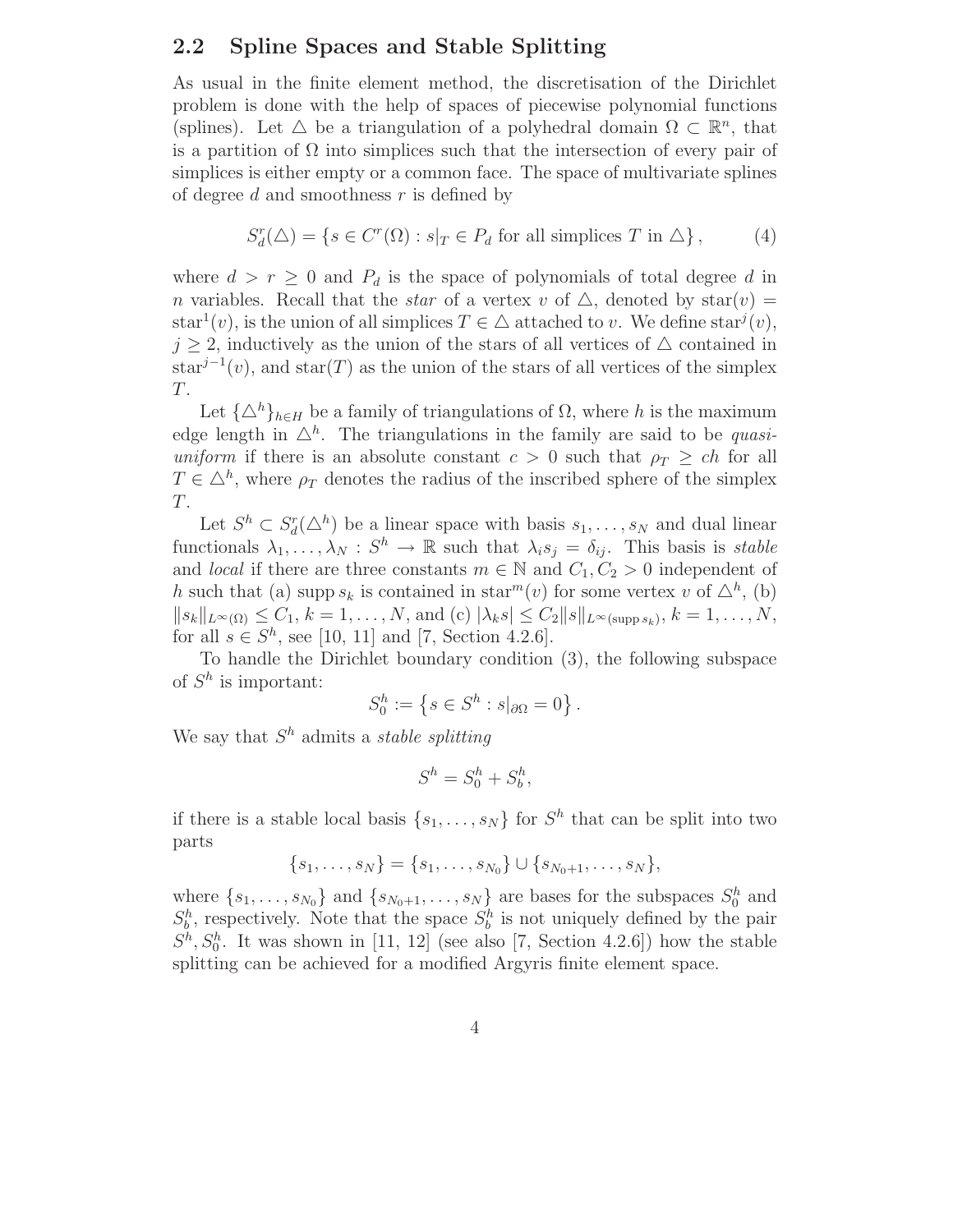## 2.2 Spline Spaces and Stable Splitting

As usual in the finite element method, the discretisation of the Dirichlet problem is done with the help of spaces of piecewise polynomial functions (splines). Let $\triangle$ be a triangulation of a polyhedral domain $\Omega \subset \mathbb{R}^n$, that is a partition of $\Omega$ into simplices such that the intersection of every pair of simplices is either empty or a common face. The space of multivariate splines of degree $d$ and smoothness $r$ is defined by

$$S_d^r(\triangle) = \{s \in C^r(\Omega) : s|_T \in P_d \text{ for all simplices } T \text{ in } \triangle\}, \tag{4}$$

where $d > r \geq 0$ and $P_d$ is the space of polynomials of total degree $d$ in $n$ variables. Recall that the *star* of a vertex $v$ of $\triangle$, denoted by $\text{star}(v) = \text{star}^1(v)$, is the union of all simplices $T \in \triangle$ attached to $v$. We define $\text{star}^j(v)$, $j \geq 2$, inductively as the union of the stars of all vertices of $\triangle$ contained in $\text{star}^{j-1}(v)$, and $\text{star}(T)$ as the union of the stars of all vertices of the simplex $T$.

Let $\{\triangle^h\}_{h \in H}$ be a family of triangulations of $\Omega$, where $h$ is the maximum edge length in $\triangle^h$. The triangulations in the family are said to be *quasi-uniform* if there is an absolute constant $c > 0$ such that $\rho_T \geq ch$ for all $T \in \triangle^h$, where $\rho_T$ denotes the radius of the inscribed sphere of the simplex $T$.

Let $S^h \subset S_d^r(\triangle^h)$ be a linear space with basis $s_1, \ldots, s_N$ and dual linear functionals $\lambda_1, \ldots, \lambda_N : S^h \to \mathbb{R}$ such that $\lambda_i s_j = \delta_{ij}$. This basis is *stable* and *local* if there are three constants $m \in \mathbb{N}$ and $C_1, C_2 > 0$ independent of $h$ such that (a) $\operatorname{supp} s_k$ is contained in $\text{star}^m(v)$ for some vertex $v$ of $\triangle^h$, (b) $\|s_k\|_{L^\infty(\Omega)} \leq C_1$, $k = 1, \ldots, N$, and (c) $|\lambda_k s| \leq C_2 \|s\|_{L^\infty(\operatorname{supp} s_k)}$, $k = 1, \ldots, N$, for all $s \in S^h$, see [10, 11] and [7, Section 4.2.6].

To handle the Dirichlet boundary condition (3), the following subspace of $S^h$ is important:

$$S_0^h := \left\{s \in S^h : s|_{\partial\Omega} = 0\right\}.$$

We say that $S^h$ admits a *stable splitting*

$$S^h = S_0^h + S_b^h,$$

if there is a stable local basis $\{s_1, \ldots, s_N\}$ for $S^h$ that can be split into two parts

$$\{s_1, \ldots, s_N\} = \{s_1, \ldots, s_{N_0}\} \cup \{s_{N_0+1}, \ldots, s_N\},$$

where $\{s_1, \ldots, s_{N_0}\}$ and $\{s_{N_0+1}, \ldots, s_N\}$ are bases for the subspaces $S_0^h$ and $S_b^h$, respectively. Note that the space $S_b^h$ is not uniquely defined by the pair $S^h, S_0^h$. It was shown in [11, 12] (see also [7, Section 4.2.6]) how the stable splitting can be achieved for a modified Argyris finite element space.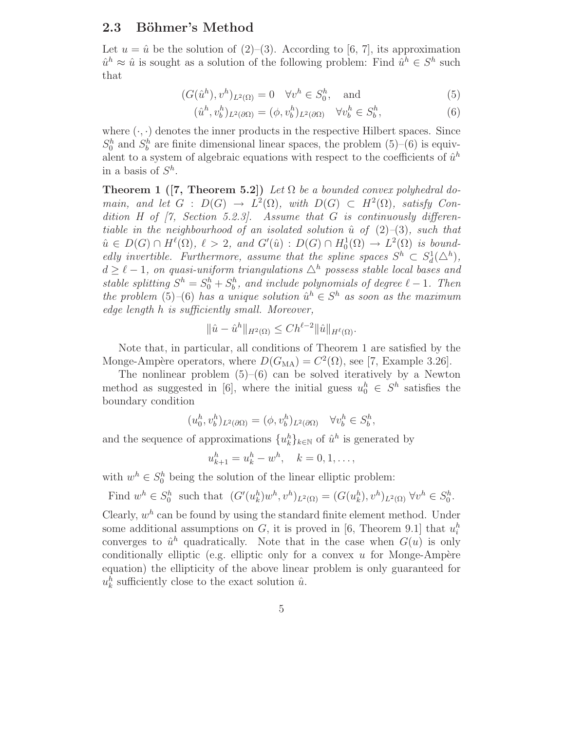### 2.3 Böhmer's Method

Let $u = \hat{u}$ be the solution of (2)–(3). According to [6, 7], its approximation $\hat{u}^h \approx \hat{u}$ is sought as a solution of the following problem: Find $\hat{u}^h \in S^h$ such that

$$(G(\hat{u}^h), v^h)_{L^2(\Omega)} = 0 \quad \forall v^h \in S_0^h, \quad \text{and} \tag{5}$$

$$(\hat{u}^h, v_b^h)_{L^2(\partial\Omega)} = (\phi, v_b^h)_{L^2(\partial\Omega)} \quad \forall v_b^h \in S_b^h, \tag{6}$$

where $(\cdot, \cdot)$ denotes the inner products in the respective Hilbert spaces. Since $S_0^h$ and $S_b^h$ are finite dimensional linear spaces, the problem (5)–(6) is equivalent to a system of algebraic equations with respect to the coefficients of $\hat{u}^h$ in a basis of $S^h$.

**Theorem 1 ([7, Theorem 5.2])** *Let $\Omega$ be a bounded convex polyhedral domain, and let $G : D(G) \to L^2(\Omega)$, with $D(G) \subset H^2(\Omega)$, satisfy Condition H of [7, Section 5.2.3]. Assume that $G$ is continuously differentiable in the neighbourhood of an isolated solution $\hat{u}$ of (2)–(3), such that $\hat{u} \in D(G) \cap H^\ell(\Omega)$, $\ell > 2$, and $G'(\hat{u}) : D(G) \cap H_0^1(\Omega) \to L^2(\Omega)$ is boundedly invertible. Furthermore, assume that the spline spaces $S^h \subset S_d^1(\triangle^h)$, $d \geq \ell - 1$, on quasi-uniform triangulations $\triangle^h$ possess stable local bases and stable splitting $S^h = S_0^h + S_b^h$, and include polynomials of degree $\ell - 1$. Then the problem (5)–(6) has a unique solution $\hat{u}^h \in S^h$ as soon as the maximum edge length $h$ is sufficiently small. Moreover,*

$$\|\hat{u} - \hat{u}^h\|_{H^2(\Omega)} \leq Ch^{\ell-2}\|\hat{u}\|_{H^\ell(\Omega)}.$$

Note that, in particular, all conditions of Theorem 1 are satisfied by the Monge-Ampère operators, where $D(G_{\mathrm{MA}}) = C^2(\Omega)$, see [7, Example 3.26].

The nonlinear problem (5)–(6) can be solved iteratively by a Newton method as suggested in [6], where the initial guess $u_0^h \in S^h$ satisfies the boundary condition

$$(u_0^h, v_b^h)_{L^2(\partial\Omega)} = (\phi, v_b^h)_{L^2(\partial\Omega)} \quad \forall v_b^h \in S_b^h,$$

and the sequence of approximations $\{u_k^h\}_{k\in\mathbb{N}}$ of $\hat{u}^h$ is generated by

$$u_{k+1}^h = u_k^h - w^h, \quad k = 0, 1, \ldots,$$

with $w^h \in S_0^h$ being the solution of the linear elliptic problem:

Find $w^h \in S_0^h$ such that $(G'(u_k^h)w^h, v^h)_{L^2(\Omega)} = (G(u_k^h), v^h)_{L^2(\Omega)}$ $\forall v^h \in S_0^h$.

Clearly, $w^h$ can be found by using the standard finite element method. Under some additional assumptions on $G$, it is proved in [6, Theorem 9.1] that $u_i^h$ converges to $\hat{u}^h$ quadratically. Note that in the case when $G(u)$ is only conditionally elliptic (e.g. elliptic only for a convex $u$ for Monge-Ampère equation) the ellipticity of the above linear problem is only guaranteed for $u_k^h$ sufficiently close to the exact solution $\hat{u}$.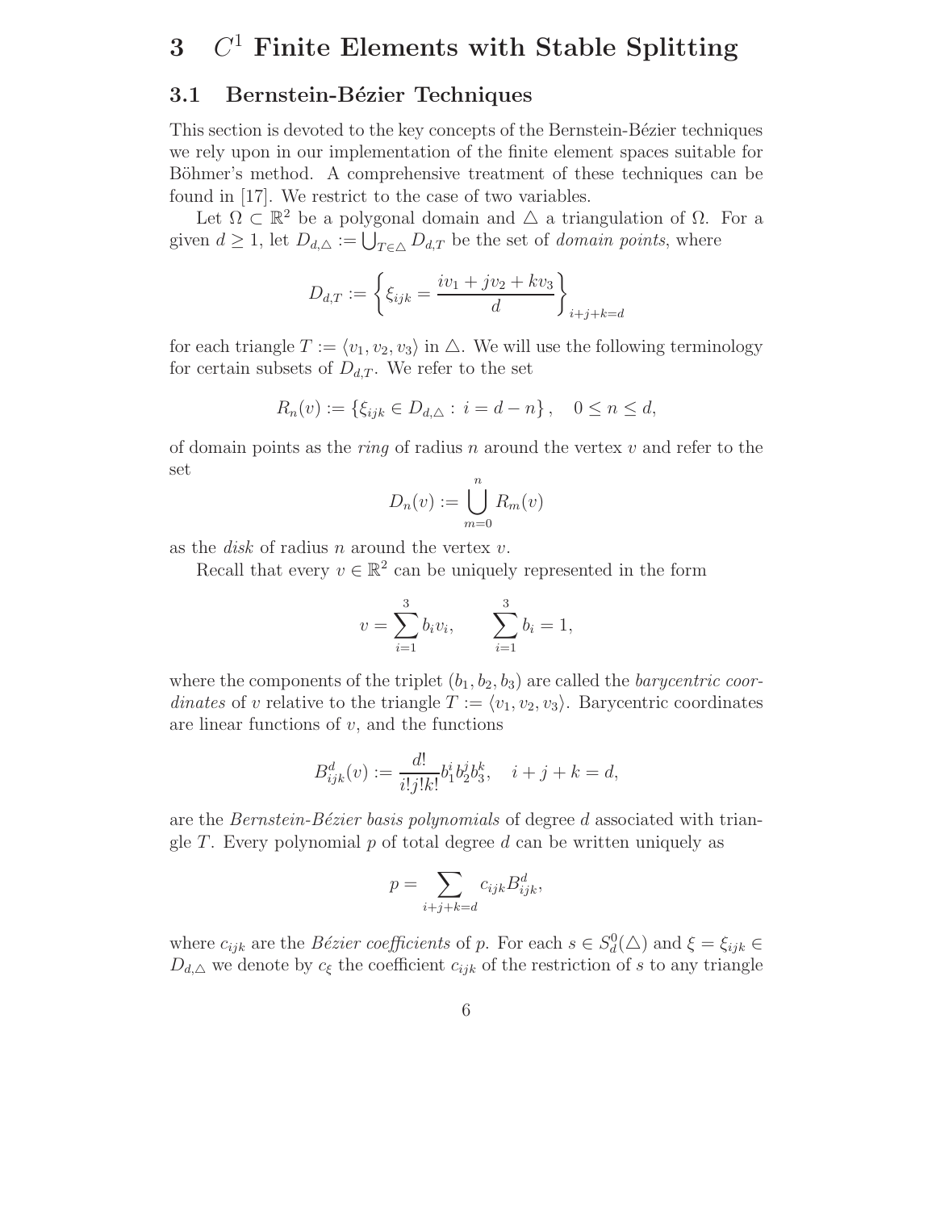# 3 $C^1$ Finite Elements with Stable Splitting

## 3.1 Bernstein-Bézier Techniques

This section is devoted to the key concepts of the Bernstein-Bézier techniques we rely upon in our implementation of the finite element spaces suitable for Böhmer's method. A comprehensive treatment of these techniques can be found in [17]. We restrict to the case of two variables.

Let $\Omega \subset \mathbb{R}^2$ be a polygonal domain and $\triangle$ a triangulation of $\Omega$. For a given $d \geq 1$, let $D_{d,\triangle} := \bigcup_{T \in \triangle} D_{d,T}$ be the set of *domain points*, where

$$D_{d,T} := \left\{ \xi_{ijk} = \frac{iv_1 + jv_2 + kv_3}{d} \right\}_{i+j+k=d}$$

for each triangle $T := \langle v_1, v_2, v_3 \rangle$ in $\triangle$. We will use the following terminology for certain subsets of $D_{d,T}$. We refer to the set

$$R_n(v) := \{ \xi_{ijk} \in D_{d,\triangle} : \, i = d - n \}, \quad 0 \leq n \leq d,$$

of domain points as the *ring* of radius $n$ around the vertex $v$ and refer to the set

$$D_n(v) := \bigcup_{m=0}^{n} R_m(v)$$

as the *disk* of radius $n$ around the vertex $v$.

Recall that every $v \in \mathbb{R}^2$ can be uniquely represented in the form

$$v = \sum_{i=1}^{3} b_i v_i, \qquad \sum_{i=1}^{3} b_i = 1,$$

where the components of the triplet $(b_1, b_2, b_3)$ are called the *barycentric coordinates* of $v$ relative to the triangle $T := \langle v_1, v_2, v_3 \rangle$. Barycentric coordinates are linear functions of $v$, and the functions

$$B^d_{ijk}(v) := \frac{d!}{i!j!k!} b_1^i b_2^j b_3^k, \quad i + j + k = d,$$

are the *Bernstein-Bézier basis polynomials* of degree $d$ associated with triangle $T$. Every polynomial $p$ of total degree $d$ can be written uniquely as

$$p = \sum_{i+j+k=d} c_{ijk} B^d_{ijk},$$

where $c_{ijk}$ are the *Bézier coefficients* of $p$. For each $s \in S^0_d(\triangle)$ and $\xi = \xi_{ijk} \in D_{d,\triangle}$ we denote by $c_\xi$ the coefficient $c_{ijk}$ of the restriction of $s$ to any triangle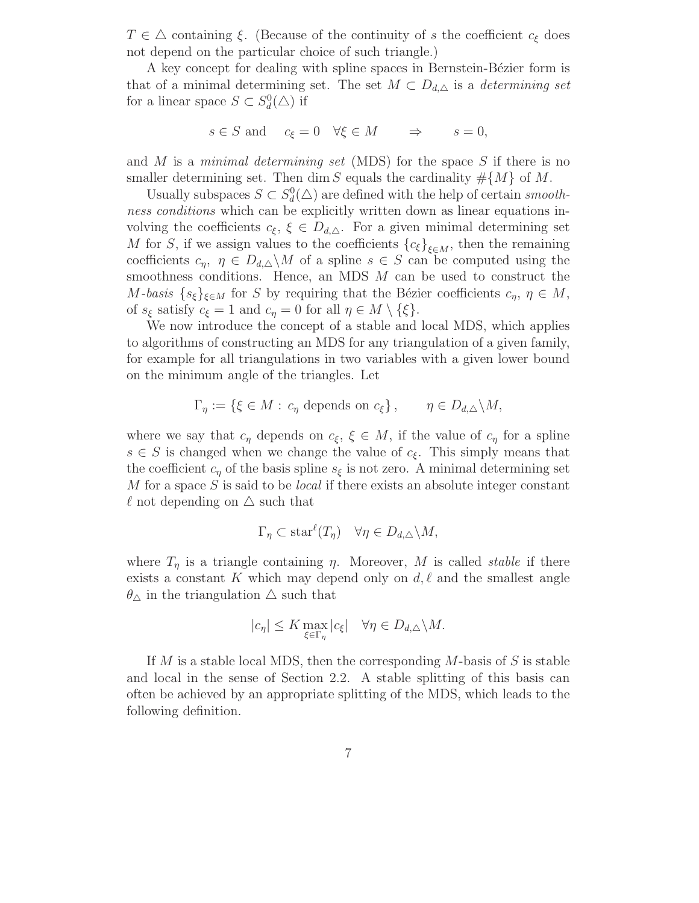$T \in \triangle$ containing $\xi$. (Because of the continuity of $s$ the coefficient $c_\xi$ does not depend on the particular choice of such triangle.)

A key concept for dealing with spline spaces in Bernstein-Bézier form is that of a minimal determining set. The set $M \subset D_{d,\triangle}$ is a *determining set* for a linear space $S \subset S_d^0(\triangle)$ if

$$s \in S \text{ and } \quad c_\xi = 0 \quad \forall \xi \in M \qquad \Rightarrow \qquad s = 0,$$

and $M$ is a *minimal determining set* (MDS) for the space $S$ if there is no smaller determining set. Then $\dim S$ equals the cardinality $\#\{M\}$ of $M$.

Usually subspaces $S \subset S_d^0(\triangle)$ are defined with the help of certain *smoothness conditions* which can be explicitly written down as linear equations involving the coefficients $c_\xi$, $\xi \in D_{d,\triangle}$. For a given minimal determining set $M$ for $S$, if we assign values to the coefficients $\{c_\xi\}_{\xi \in M}$, then the remaining coefficients $c_\eta$, $\eta \in D_{d,\triangle} \backslash M$ of a spline $s \in S$ can be computed using the smoothness conditions. Hence, an MDS $M$ can be used to construct the *$M$-basis* $\{s_\xi\}_{\xi \in M}$ for $S$ by requiring that the Bézier coefficients $c_\eta$, $\eta \in M$, of $s_\xi$ satisfy $c_\xi = 1$ and $c_\eta = 0$ for all $\eta \in M \setminus \{\xi\}$.

We now introduce the concept of a stable and local MDS, which applies to algorithms of constructing an MDS for any triangulation of a given family, for example for all triangulations in two variables with a given lower bound on the minimum angle of the triangles. Let

$$\Gamma_\eta := \{\xi \in M : c_\eta \text{ depends on } c_\xi\}, \qquad \eta \in D_{d,\triangle} \backslash M,$$

where we say that $c_\eta$ depends on $c_\xi$, $\xi \in M$, if the value of $c_\eta$ for a spline $s \in S$ is changed when we change the value of $c_\xi$. This simply means that the coefficient $c_\eta$ of the basis spline $s_\xi$ is not zero. A minimal determining set $M$ for a space $S$ is said to be *local* if there exists an absolute integer constant $\ell$ not depending on $\triangle$ such that

$$\Gamma_\eta \subset \text{star}^\ell(T_\eta) \quad \forall \eta \in D_{d,\triangle} \backslash M,$$

where $T_\eta$ is a triangle containing $\eta$. Moreover, $M$ is called *stable* if there exists a constant $K$ which may depend only on $d, \ell$ and the smallest angle $\theta_\triangle$ in the triangulation $\triangle$ such that

$$|c_\eta| \leq K \max_{\xi \in \Gamma_\eta} |c_\xi| \quad \forall \eta \in D_{d,\triangle} \backslash M.$$

If $M$ is a stable local MDS, then the corresponding $M$-basis of $S$ is stable and local in the sense of Section 2.2. A stable splitting of this basis can often be achieved by an appropriate splitting of the MDS, which leads to the following definition.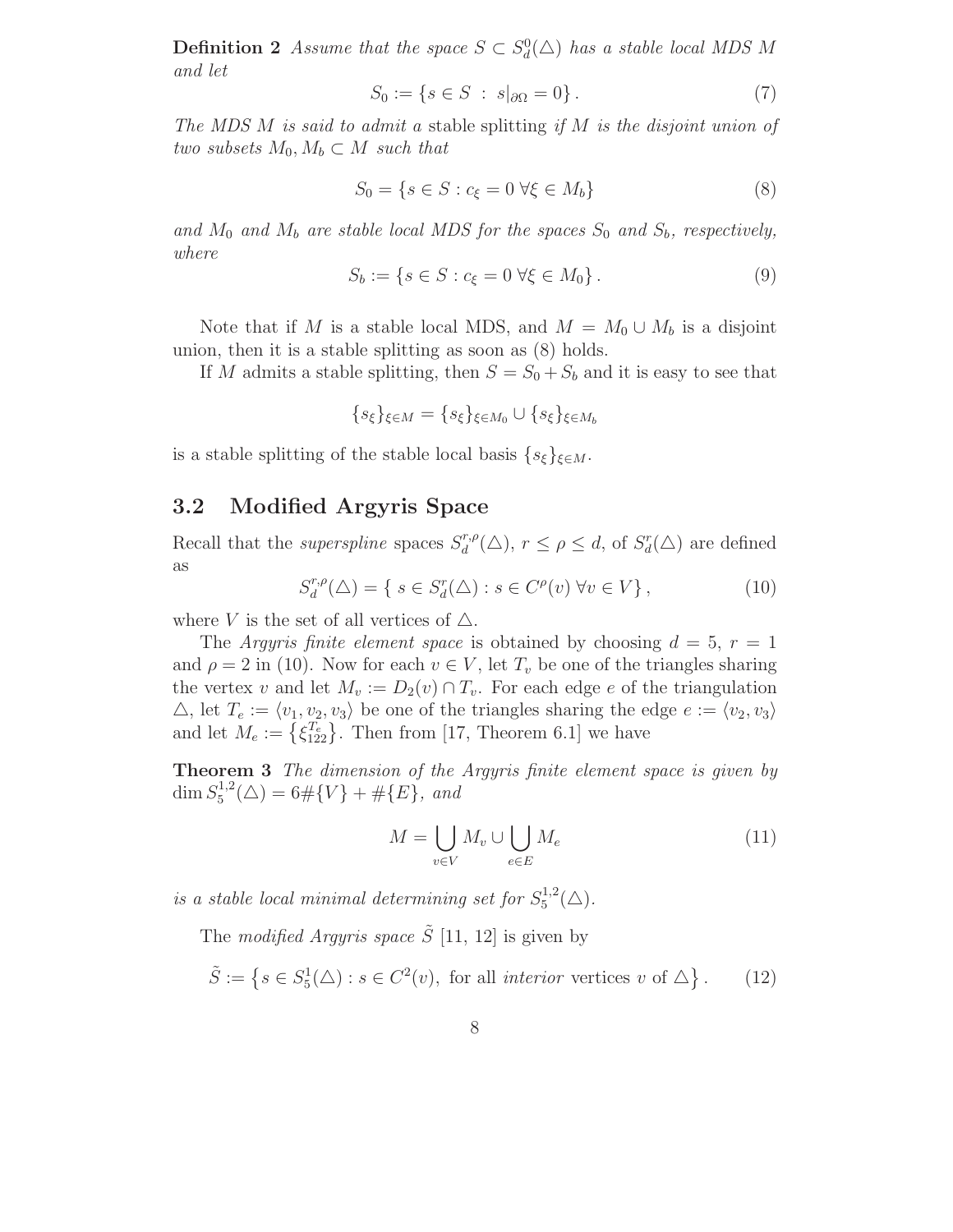**Definition 2** *Assume that the space $S \subset S^0_d(\triangle)$ has a stable local MDS $M$ and let*

$$S_0 := \{s \in S \ : \ s|_{\partial\Omega} = 0\}. \tag{7}$$

*The MDS $M$ is said to admit a* stable splitting *if $M$ is the disjoint union of two subsets $M_0, M_b \subset M$ such that*

$$S_0 = \{s \in S : c_\xi = 0 \ \forall \xi \in M_b\} \tag{8}$$

*and $M_0$ and $M_b$ are stable local MDS for the spaces $S_0$ and $S_b$, respectively, where*

$$S_b := \{s \in S : c_\xi = 0 \ \forall \xi \in M_0\}. \tag{9}$$

Note that if $M$ is a stable local MDS, and $M = M_0 \cup M_b$ is a disjoint union, then it is a stable splitting as soon as (8) holds.

If $M$ admits a stable splitting, then $S = S_0 + S_b$ and it is easy to see that

$$\{s_\xi\}_{\xi \in M} = \{s_\xi\}_{\xi \in M_0} \cup \{s_\xi\}_{\xi \in M_b}$$

is a stable splitting of the stable local basis $\{s_\xi\}_{\xi \in M}$.

## 3.2 Modified Argyris Space

Recall that the *superspline* spaces $S^{r,\rho}_d(\triangle)$, $r \leq \rho \leq d$, of $S^r_d(\triangle)$ are defined as

$$S^{r,\rho}_d(\triangle) = \{\ s \in S^r_d(\triangle) : s \in C^\rho(v) \ \forall v \in V\}, \tag{10}$$

where $V$ is the set of all vertices of $\triangle$.

The *Argyris finite element space* is obtained by choosing $d = 5$, $r = 1$ and $\rho = 2$ in (10). Now for each $v \in V$, let $T_v$ be one of the triangles sharing the vertex $v$ and let $M_v := D_2(v) \cap T_v$. For each edge $e$ of the triangulation $\triangle$, let $T_e := \langle v_1, v_2, v_3 \rangle$ be one of the triangles sharing the edge $e := \langle v_2, v_3 \rangle$ and let $M_e := \{\xi^{T_e}_{122}\}$. Then from [17, Theorem 6.1] we have

**Theorem 3** *The dimension of the Argyris finite element space is given by $\dim S^{1,2}_5(\triangle) = 6\#\{V\} + \#\{E\}$, and*

$$M = \bigcup_{v \in V} M_v \cup \bigcup_{e \in E} M_e \tag{11}$$

*is a stable local minimal determining set for $S^{1,2}_5(\triangle)$.*

The *modified Argyris space* $\tilde{S}$ [11, 12] is given by

$$\tilde{S} := \left\{s \in S^1_5(\triangle) : s \in C^2(v), \text{ for all } \textit{interior} \text{ vertices } v \text{ of } \triangle\right\}. \tag{12}$$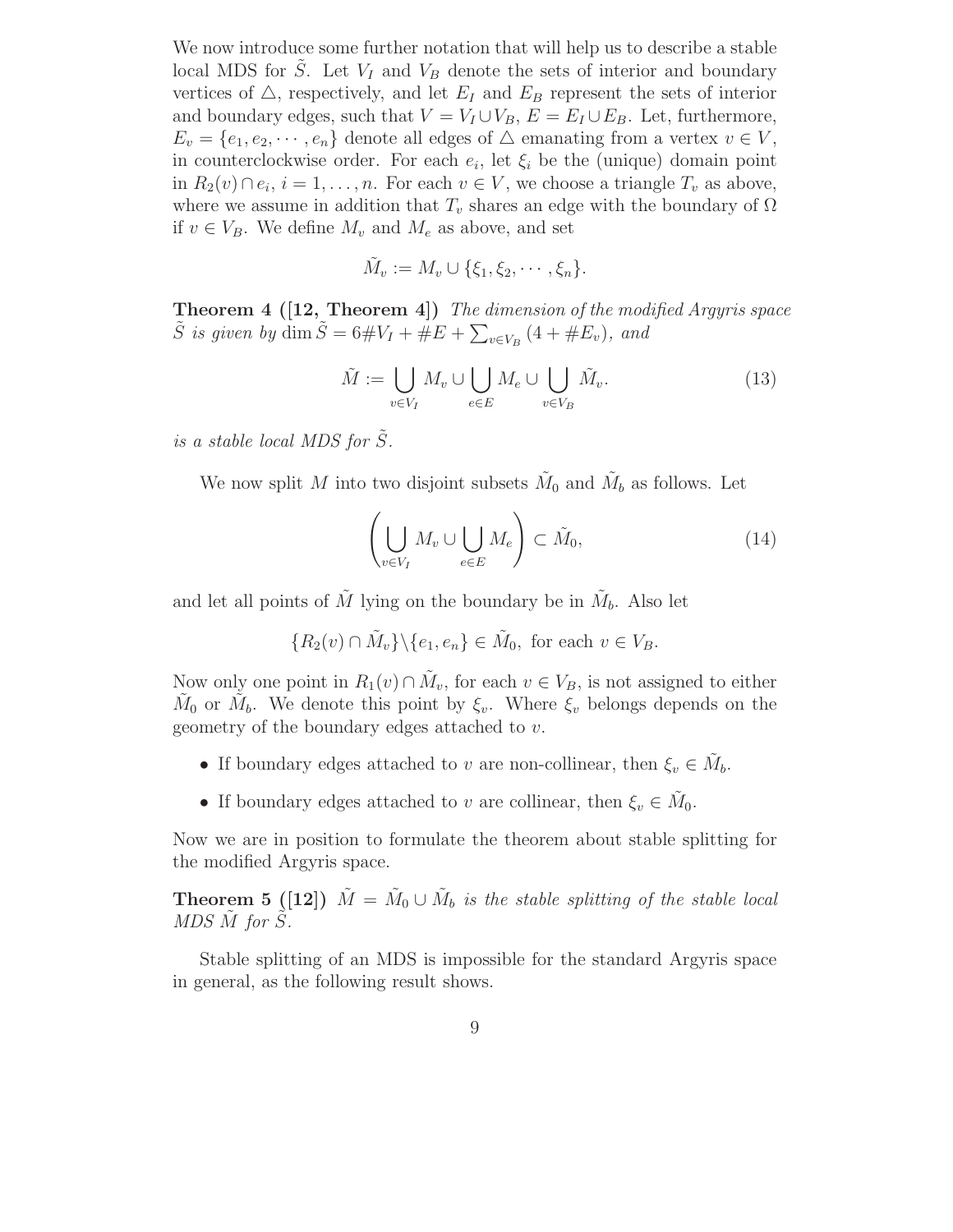We now introduce some further notation that will help us to describe a stable local MDS for $\tilde{S}$. Let $V_I$ and $V_B$ denote the sets of interior and boundary vertices of $\triangle$, respectively, and let $E_I$ and $E_B$ represent the sets of interior and boundary edges, such that $V = V_I \cup V_B$, $E = E_I \cup E_B$. Let, furthermore, $E_v = \{e_1, e_2, \cdots, e_n\}$ denote all edges of $\triangle$ emanating from a vertex $v \in V$, in counterclockwise order. For each $e_i$, let $\xi_i$ be the (unique) domain point in $R_2(v) \cap e_i$, $i = 1, \ldots, n$. For each $v \in V$, we choose a triangle $T_v$ as above, where we assume in addition that $T_v$ shares an edge with the boundary of $\Omega$ if $v \in V_B$. We define $M_v$ and $M_e$ as above, and set

$$\tilde{M_v} := M_v \cup \{\xi_1, \xi_2, \cdots, \xi_n\}.$$

**Theorem 4 ([12, Theorem 4])** *The dimension of the modified Argyris space $\tilde{S}$ is given by $\dim \tilde{S} = 6\#V_I + \#E + \sum_{v \in V_B} (4 + \#E_v)$, and*

$$\tilde{M} := \bigcup_{v \in V_I} M_v \cup \bigcup_{e \in E} M_e \cup \bigcup_{v \in V_B} \tilde{M_v}. \tag{13}$$

*is a stable local MDS for $\tilde{S}$.*

We now split $M$ into two disjoint subsets $\tilde{M}_0$ and $\tilde{M}_b$ as follows. Let

$$\left( \bigcup_{v \in V_I} M_v \cup \bigcup_{e \in E} M_e \right) \subset \tilde{M}_0, \tag{14}$$

and let all points of $\tilde{M}$ lying on the boundary be in $\tilde{M}_b$. Also let

$$\{R_2(v) \cap \tilde{M}_v\} \backslash \{e_1, e_n\} \in \tilde{M}_0, \text{ for each } v \in V_B.$$

Now only one point in $R_1(v) \cap \tilde{M}_v$, for each $v \in V_B$, is not assigned to either $\tilde{M}_0$ or $\tilde{M}_b$. We denote this point by $\xi_v$. Where $\xi_v$ belongs depends on the geometry of the boundary edges attached to $v$.

- If boundary edges attached to $v$ are non-collinear, then $\xi_v \in \tilde{M}_b$.
- If boundary edges attached to $v$ are collinear, then $\xi_v \in \tilde{M}_0$.

Now we are in position to formulate the theorem about stable splitting for the modified Argyris space.

**Theorem 5 ([12])** *$\tilde{M} = \tilde{M}_0 \cup \tilde{M}_b$ is the stable splitting of the stable local MDS $\tilde{M}$ for $\tilde{S}$.*

Stable splitting of an MDS is impossible for the standard Argyris space in general, as the following result shows.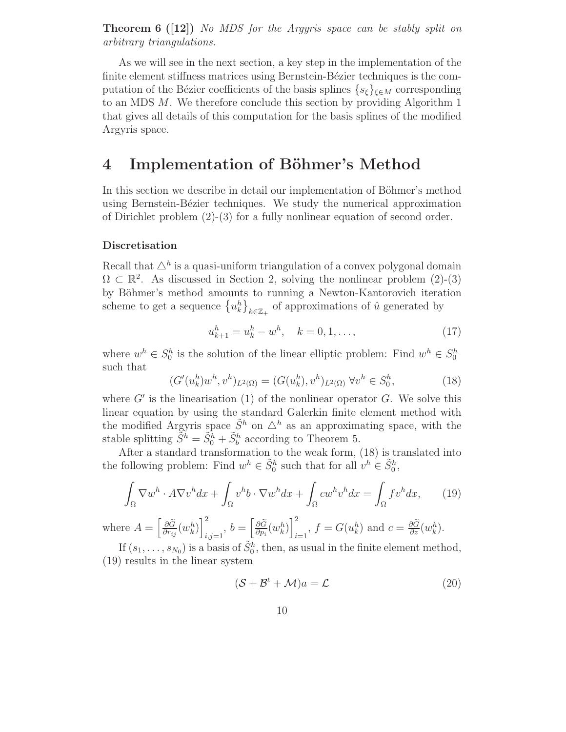**Theorem 6 ([12])** *No MDS for the Argyris space can be stably split on arbitrary triangulations.*

As we will see in the next section, a key step in the implementation of the finite element stiffness matrices using Bernstein-Bézier techniques is the computation of the Bézier coefficients of the basis splines $\{s_\xi\}_{\xi \in M}$ corresponding to an MDS $M$. We therefore conclude this section by providing Algorithm 1 that gives all details of this computation for the basis splines of the modified Argyris space.

# 4 Implementation of Böhmer's Method

In this section we describe in detail our implementation of Böhmer's method using Bernstein-Bézier techniques. We study the numerical approximation of Dirichlet problem (2)-(3) for a fully nonlinear equation of second order.

### Discretisation

Recall that $\triangle^h$ is a quasi-uniform triangulation of a convex polygonal domain $\Omega \subset \mathbb{R}^2$. As discussed in Section 2, solving the nonlinear problem (2)-(3) by Böhmer's method amounts to running a Newton-Kantorovich iteration scheme to get a sequence $\left\{u_k^h\right\}_{k \in \mathbb{Z}_+}$ of approximations of $\hat{u}$ generated by

$$u_{k+1}^h = u_k^h - w^h, \quad k = 0, 1, \ldots, \tag{17}$$

where $w^h \in S_0^h$ is the solution of the linear elliptic problem: Find $w^h \in S_0^h$ such that

$$(G'(u_k^h)w^h, v^h)_{L^2(\Omega)} = (G(u_k^h), v^h)_{L^2(\Omega)} \; \forall v^h \in S_0^h, \tag{18}$$

where $G'$ is the linearisation (1) of the nonlinear operator $G$. We solve this linear equation by using the standard Galerkin finite element method with the modified Argyris space $\tilde{S}^h$ on $\triangle^h$ as an approximating space, with the stable splitting $\tilde{S}^h = \tilde{S}_0^h + \tilde{S}_b^h$ according to Theorem 5.

After a standard transformation to the weak form, (18) is translated into the following problem: Find $w^h \in \tilde{S}_0^h$ such that for all $v^h \in \tilde{S}_0^h$,

$$\int_\Omega \nabla w^h \cdot A \nabla v^h dx + \int_\Omega v^h b \cdot \nabla w^h dx + \int_\Omega c w^h v^h dx = \int_\Omega f v^h dx, \tag{19}$$

where $A = \left[\frac{\partial \widetilde{G}}{\partial r_{ij}}(w_k^h)\right]_{i,j=1}^2$, $b = \left[\frac{\partial \widetilde{G}}{\partial p_i}(w_k^h)\right]_{i=1}^2$, $f = G(u_k^h)$ and $c = \frac{\partial \widetilde{G}}{\partial z}(w_k^h)$.

If $(s_1, \ldots, s_{N_0})$ is a basis of $\tilde{S}_0^h$, then, as usual in the finite element method, (19) results in the linear system

$$(\mathcal{S} + \mathcal{B}^t + \mathcal{M})a = \mathcal{L} \tag{20}$$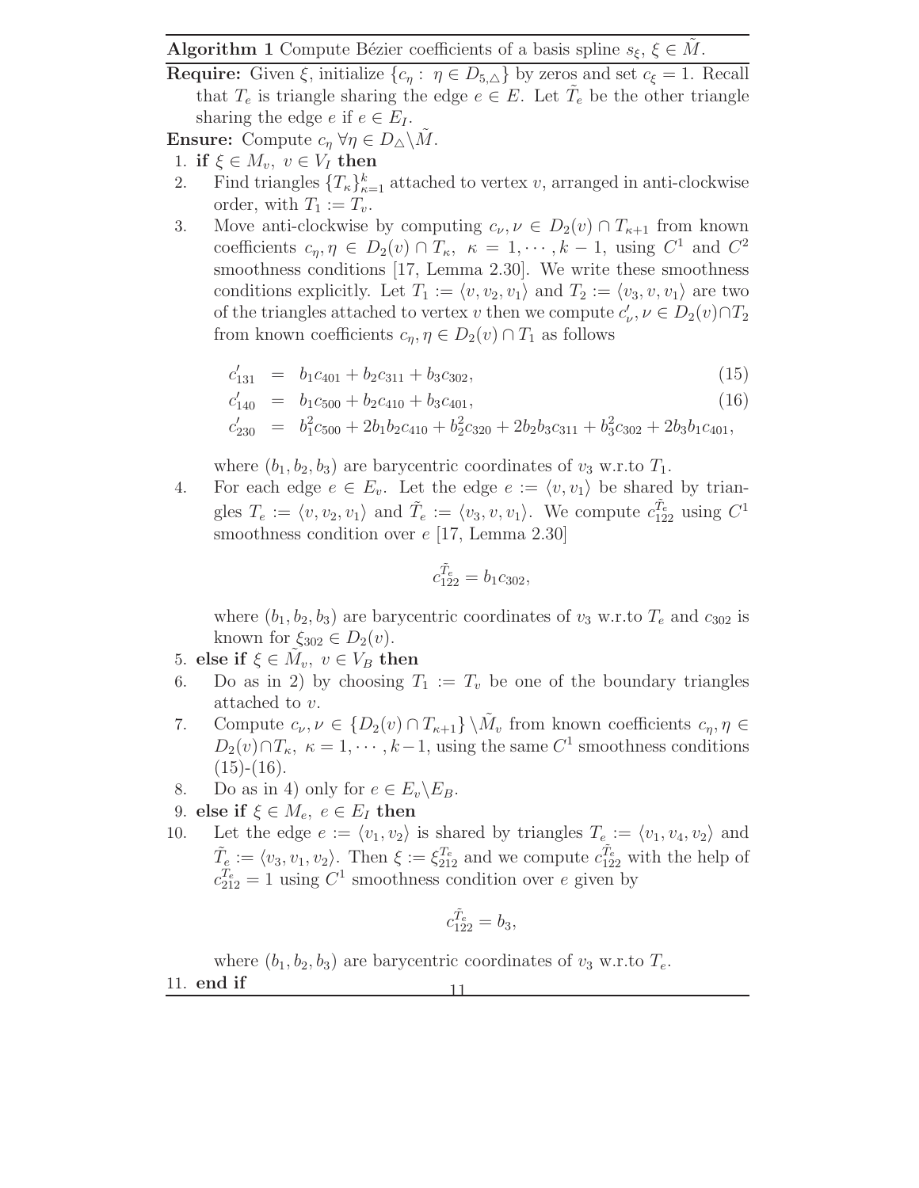**Algorithm 1** Compute Bézier coefficients of a basis spline $s_\xi$, $\xi \in \tilde{M}$.

**Require:** Given $\xi$, initialize $\{c_\eta : \eta \in D_{5,\triangle}\}$ by zeros and set $c_\xi = 1$. Recall that $T_e$ is triangle sharing the edge $e \in E$. Let $\tilde{T}_e$ be the other triangle sharing the edge $e$ if $e \in E_I$.

**Ensure:** Compute $c_\eta \; \forall \eta \in D_\triangle \backslash \tilde{M}$.

1. **if** $\xi \in M_v$, $v \in V_I$ **then**
2. Find triangles $\{T_\kappa\}_{\kappa=1}^{k}$ attached to vertex $v$, arranged in anti-clockwise order, with $T_1 := T_v$.
3. Move anti-clockwise by computing $c_\nu, \nu \in D_2(v) \cap T_{\kappa+1}$ from known coefficients $c_\eta, \eta \in D_2(v) \cap T_\kappa$, $\kappa = 1, \cdots, k-1$, using $C^1$ and $C^2$ smoothness conditions [17, Lemma 2.30]. We write these smoothness conditions explicitly. Let $T_1 := \langle v, v_2, v_1 \rangle$ and $T_2 := \langle v_3, v, v_1 \rangle$ are two of the triangles attached to vertex $v$ then we compute $c'_\nu, \nu \in D_2(v) \cap T_2$ from known coefficients $c_\eta, \eta \in D_2(v) \cap T_1$ as follows

$$c'_{131} = b_1 c_{401} + b_2 c_{311} + b_3 c_{302}, \tag{15}$$

$$c'_{140} = b_1 c_{500} + b_2 c_{410} + b_3 c_{401}, \tag{16}$$

$$c'_{230} = b_1^2 c_{500} + 2b_1 b_2 c_{410} + b_2^2 c_{320} + 2b_2 b_3 c_{311} + b_3^2 c_{302} + 2b_3 b_1 c_{401},$$

   where $(b_1, b_2, b_3)$ are barycentric coordinates of $v_3$ w.r.to $T_1$.
4. For each edge $e \in E_v$. Let the edge $e := \langle v, v_1 \rangle$ be shared by triangles $T_e := \langle v, v_2, v_1 \rangle$ and $\tilde{T}_e := \langle v_3, v, v_1 \rangle$. We compute $c_{122}^{\tilde{T}_e}$ using $C^1$ smoothness condition over $e$ [17, Lemma 2.30]

$$c_{122}^{\tilde{T}_e} = b_1 c_{302},$$

   where $(b_1, b_2, b_3)$ are barycentric coordinates of $v_3$ w.r.to $T_e$ and $c_{302}$ is known for $\xi_{302} \in D_2(v)$.
5. **else if** $\xi \in \tilde{M}_v$, $v \in V_B$ **then**
6. Do as in 2) by choosing $T_1 := T_v$ be one of the boundary triangles attached to $v$.
7. Compute $c_\nu, \nu \in \{D_2(v) \cap T_{\kappa+1}\} \backslash \tilde{M}_v$ from known coefficients $c_\eta, \eta \in D_2(v) \cap T_\kappa$, $\kappa = 1, \cdots, k-1$, using the same $C^1$ smoothness conditions (15)-(16).
8. Do as in 4) only for $e \in E_v \backslash E_B$.
9. **else if** $\xi \in M_e$, $e \in E_I$ **then**
10. Let the edge $e := \langle v_1, v_2 \rangle$ is shared by triangles $T_e := \langle v_1, v_4, v_2 \rangle$ and $\tilde{T}_e := \langle v_3, v_1, v_2 \rangle$. Then $\xi := \xi_{212}^{T_e}$ and we compute $c_{122}^{\tilde{T}_e}$ with the help of $c_{212}^{T_e} = 1$ using $C^1$ smoothness condition over $e$ given by

$$c_{122}^{\tilde{T}_e} = b_3,$$

   where $(b_1, b_2, b_3)$ are barycentric coordinates of $v_3$ w.r.to $T_e$.
11. **end if**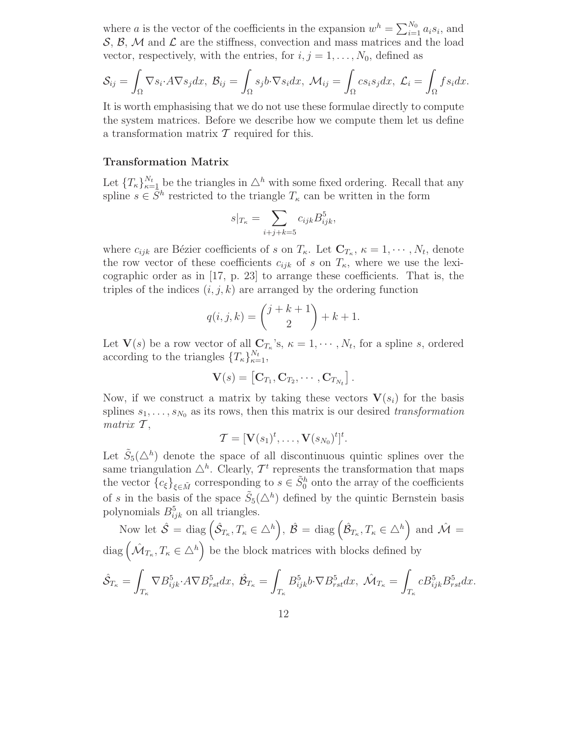where $a$ is the vector of the coefficients in the expansion $w^h = \sum_{i=1}^{N_0} a_i s_i$, and $\mathcal{S}$, $\mathcal{B}$, $\mathcal{M}$ and $\mathcal{L}$ are the stiffness, convection and mass matrices and the load vector, respectively, with the entries, for $i, j = 1, \ldots, N_0$, defined as

$$\mathcal{S}_{ij} = \int_\Omega \nabla s_i \cdot A \nabla s_j dx,\ \mathcal{B}_{ij} = \int_\Omega s_j b \cdot \nabla s_i dx,\ \mathcal{M}_{ij} = \int_\Omega c s_i s_j dx,\ \mathcal{L}_i = \int_\Omega f s_i dx.$$

It is worth emphasising that we do not use these formulae directly to compute the system matrices. Before we describe how we compute them let us define a transformation matrix $\mathcal{T}$ required for this.

### Transformation Matrix

Let $\{T_\kappa\}_{\kappa=1}^{N_t}$ be the triangles in $\triangle^h$ with some fixed ordering. Recall that any spline $s \in \tilde{S}^h$ restricted to the triangle $T_\kappa$ can be written in the form

$$s|_{T_\kappa} = \sum_{i+j+k=5} c_{ijk} B^5_{ijk},$$

where $c_{ijk}$ are Bézier coefficients of $s$ on $T_\kappa$. Let $\mathbf{C}_{T_\kappa}$, $\kappa = 1, \cdots, N_t$, denote the row vector of these coefficients $c_{ijk}$ of $s$ on $T_\kappa$, where we use the lexicographic order as in [17, p. 23] to arrange these coefficients. That is, the triples of the indices $(i, j, k)$ are arranged by the ordering function

$$q(i, j, k) = \binom{j + k + 1}{2} + k + 1.$$

Let $\mathbf{V}(s)$ be a row vector of all $\mathbf{C}_{T_\kappa}$'s, $\kappa = 1, \cdots, N_t$, for a spline $s$, ordered according to the triangles $\{T_\kappa\}_{\kappa=1}^{N_t}$,

$$\mathbf{V}(s) = \left[\mathbf{C}_{T_1}, \mathbf{C}_{T_2}, \cdots, \mathbf{C}_{T_{N_t}}\right].$$

Now, if we construct a matrix by taking these vectors $\mathbf{V}(s_i)$ for the basis splines $s_1, \ldots, s_{N_0}$ as its rows, then this matrix is our desired *transformation matrix* $\mathcal{T}$,

$$\mathcal{T} = [\mathbf{V}(s_1)^t, \ldots, \mathbf{V}(s_{N_0})^t]^t.$$

Let $\tilde{S}_5(\triangle^h)$ denote the space of all discontinuous quintic splines over the same triangulation $\triangle^h$. Clearly, $\mathcal{T}^t$ represents the transformation that maps the vector $\{c_\xi\}_{\xi \in \tilde{M}}$ corresponding to $s \in \tilde{S}^h_0$ onto the array of the coefficients of $s$ in the basis of the space $\tilde{S}_5(\triangle^h)$ defined by the quintic Bernstein basis polynomials $B^5_{ijk}$ on all triangles.

Now let $\hat{\mathcal{S}} = \operatorname{diag}\left(\hat{\mathcal{S}}_{T_\kappa}, T_\kappa \in \triangle^h\right)$, $\hat{\mathcal{B}} = \operatorname{diag}\left(\hat{\mathcal{B}}_{T_\kappa}, T_\kappa \in \triangle^h\right)$ and $\hat{\mathcal{M}} = \operatorname{diag}\left(\hat{\mathcal{M}}_{T_\kappa}, T_\kappa \in \triangle^h\right)$ be the block matrices with blocks defined by

$$\hat{\mathcal{S}}_{T_\kappa} = \int_{T_\kappa} \nabla B^5_{ijk} \cdot A \nabla B^5_{rst} dx,\ \hat{\mathcal{B}}_{T_\kappa} = \int_{T_\kappa} B^5_{ijk} b \cdot \nabla B^5_{rst} dx,\ \hat{\mathcal{M}}_{T_\kappa} = \int_{T_\kappa} c B^5_{ijk} B^5_{rst} dx.$$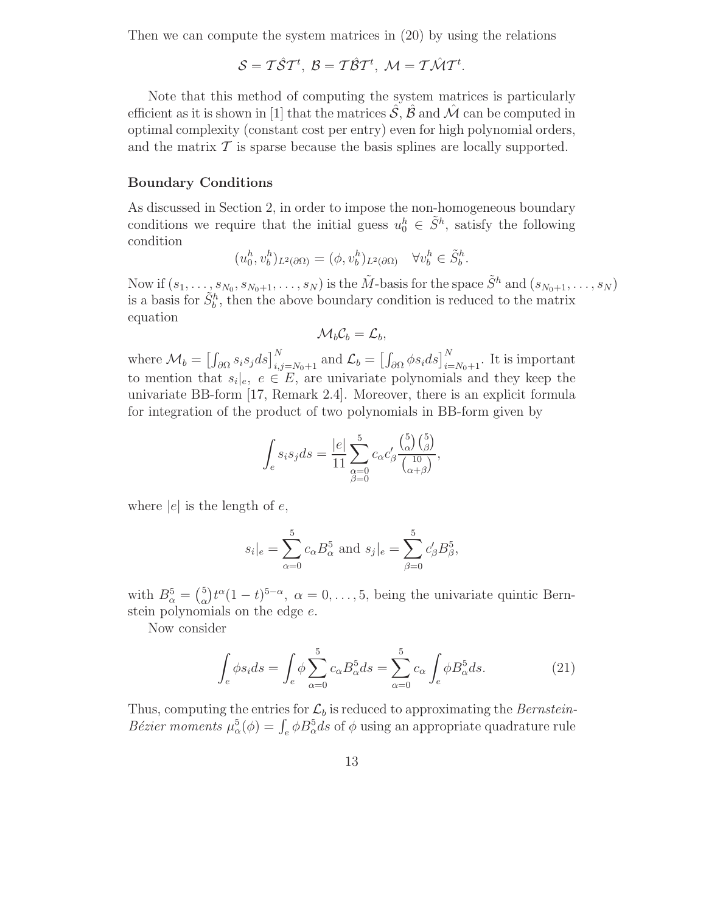Then we can compute the system matrices in (20) by using the relations

$$\mathcal{S} = \mathcal{T}\hat{\mathcal{S}}\mathcal{T}^t,\ \mathcal{B} = \mathcal{T}\hat{\mathcal{B}}\mathcal{T}^t,\ \mathcal{M} = \mathcal{T}\hat{\mathcal{M}}\mathcal{T}^t.$$

Note that this method of computing the system matrices is particularly efficient as it is shown in [1] that the matrices $\hat{\mathcal{S}}$, $\hat{\mathcal{B}}$ and $\hat{\mathcal{M}}$ can be computed in optimal complexity (constant cost per entry) even for high polynomial orders, and the matrix $\mathcal{T}$ is sparse because the basis splines are locally supported.

**Boundary Conditions**

As discussed in Section 2, in order to impose the non-homogeneous boundary conditions we require that the initial guess $u_0^h \in \tilde{S}^h$, satisfy the following condition

$$(u_0^h, v_b^h)_{L^2(\partial\Omega)} = (\phi, v_b^h)_{L^2(\partial\Omega)} \quad \forall v_b^h \in \tilde{S}_b^h.$$

Now if $(s_1, \ldots, s_{N_0}, s_{N_0+1}, \ldots, s_N)$ is the $\tilde{M}$-basis for the space $\tilde{S}^h$ and $(s_{N_0+1}, \ldots, s_N)$ is a basis for $\tilde{S}_b^h$, then the above boundary condition is reduced to the matrix equation

$$\mathcal{M}_b \mathcal{C}_b = \mathcal{L}_b,$$

where $\mathcal{M}_b = \left[\int_{\partial\Omega} s_i s_j ds\right]_{i,j=N_0+1}^N$ and $\mathcal{L}_b = \left[\int_{\partial\Omega} \phi s_i ds\right]_{i=N_0+1}^N$. It is important to mention that $s_i|_e,\ e \in E$, are univariate polynomials and they keep the univariate BB-form [17, Remark 2.4]. Moreover, there is an explicit formula for integration of the product of two polynomials in BB-form given by

$$\int_e s_i s_j ds = \frac{|e|}{11} \sum_{\substack{\alpha=0 \\ \beta=0}}^{5} c_\alpha c'_\beta \frac{\binom{5}{\alpha}\binom{5}{\beta}}{\binom{10}{\alpha+\beta}},$$

where $|e|$ is the length of $e$,

$$s_i|_e = \sum_{\alpha=0}^{5} c_\alpha B_\alpha^5 \text{ and } s_j|_e = \sum_{\beta=0}^{5} c'_\beta B_\beta^5,$$

with $B_\alpha^5 = \binom{5}{\alpha} t^\alpha (1-t)^{5-\alpha},\ \alpha = 0, \ldots, 5$, being the univariate quintic Bernstein polynomials on the edge $e$.

Now consider

$$\int_e \phi s_i ds = \int_e \phi \sum_{\alpha=0}^{5} c_\alpha B_\alpha^5 ds = \sum_{\alpha=0}^{5} c_\alpha \int_e \phi B_\alpha^5 ds. \tag{21}$$

Thus, computing the entries for $\mathcal{L}_b$ is reduced to approximating the *Bernstein-Bézier moments* $\mu_\alpha^5(\phi) = \int_e \phi B_\alpha^5 ds$ of $\phi$ using an appropriate quadrature rule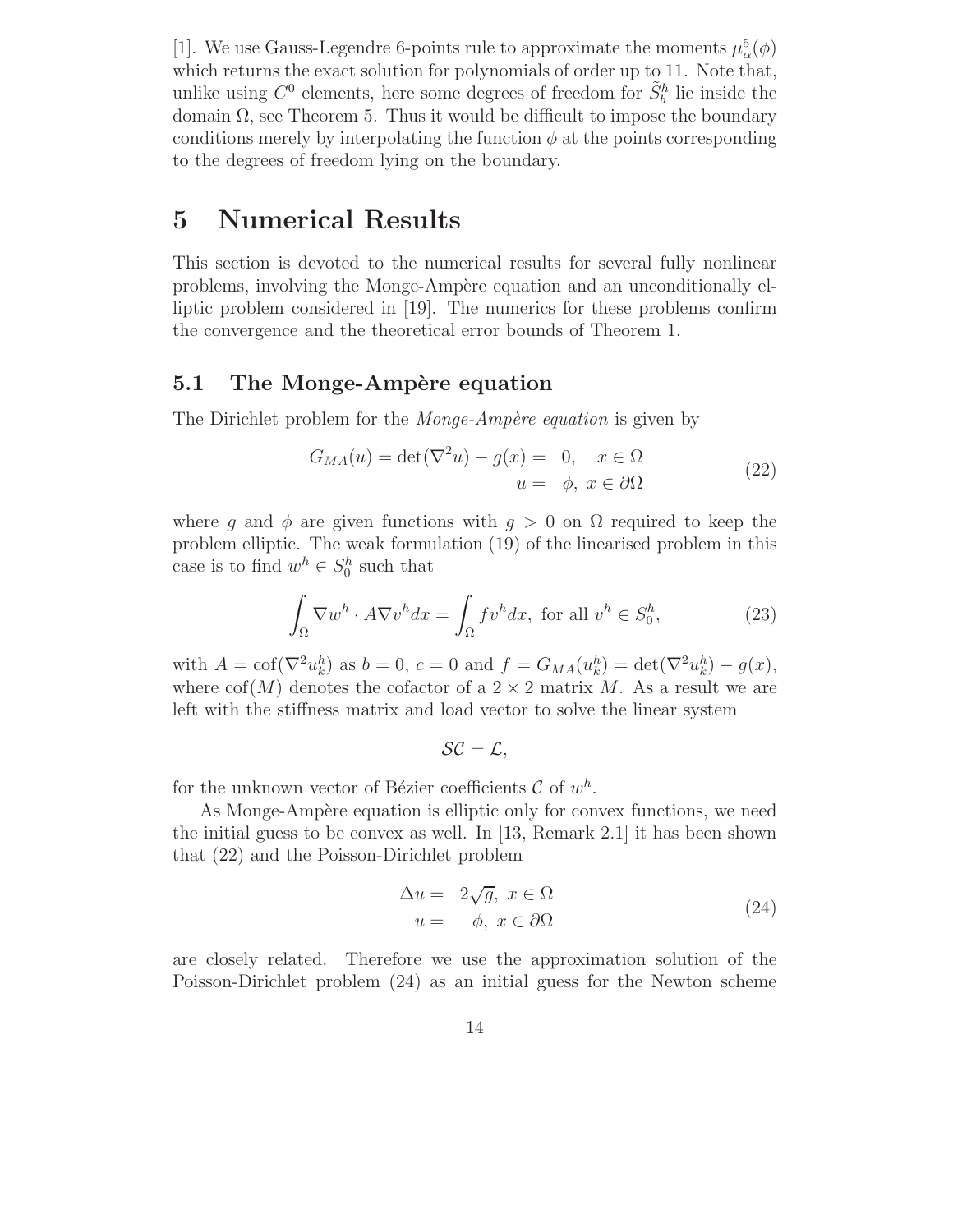[1]. We use Gauss-Legendre 6-points rule to approximate the moments $\mu^5_\alpha(\phi)$ which returns the exact solution for polynomials of order up to 11. Note that, unlike using $C^0$ elements, here some degrees of freedom for $\tilde{S}^h_b$ lie inside the domain $\Omega$, see Theorem 5. Thus it would be difficult to impose the boundary conditions merely by interpolating the function $\phi$ at the points corresponding to the degrees of freedom lying on the boundary.

# 5 Numerical Results

This section is devoted to the numerical results for several fully nonlinear problems, involving the Monge-Ampère equation and an unconditionally elliptic problem considered in [19]. The numerics for these problems confirm the convergence and the theoretical error bounds of Theorem 1.

## 5.1 The Monge-Ampère equation

The Dirichlet problem for the *Monge-Ampère equation* is given by

$$
\begin{aligned}
G_{MA}(u) = \det(\nabla^2 u) - g(x) = \;& 0, \quad x \in \Omega \\
u = \;& \phi, \; x \in \partial\Omega
\end{aligned}
\tag{22}
$$

where $g$ and $\phi$ are given functions with $g > 0$ on $\Omega$ required to keep the problem elliptic. The weak formulation (19) of the linearised problem in this case is to find $w^h \in S^h_0$ such that

$$
\int_\Omega \nabla w^h \cdot A \nabla v^h dx = \int_\Omega f v^h dx, \text{ for all } v^h \in S^h_0, \tag{23}
$$

with $A = \mathrm{cof}(\nabla^2 u^h_k)$ as $b = 0$, $c = 0$ and $f = G_{MA}(u^h_k) = \det(\nabla^2 u^h_k) - g(x)$, where $\mathrm{cof}(M)$ denotes the cofactor of a $2 \times 2$ matrix $M$. As a result we are left with the stiffness matrix and load vector to solve the linear system

$$
\mathcal{SC} = \mathcal{L},
$$

for the unknown vector of Bézier coefficients $\mathcal{C}$ of $w^h$.

As Monge-Ampère equation is elliptic only for convex functions, we need the initial guess to be convex as well. In [13, Remark 2.1] it has been shown that (22) and the Poisson-Dirichlet problem

$$
\begin{aligned}
\Delta u = \;& 2\sqrt{g}, \; x \in \Omega \\
u = \;& \phi, \; x \in \partial\Omega
\end{aligned}
\tag{24}
$$

are closely related. Therefore we use the approximation solution of the Poisson-Dirichlet problem (24) as an initial guess for the Newton scheme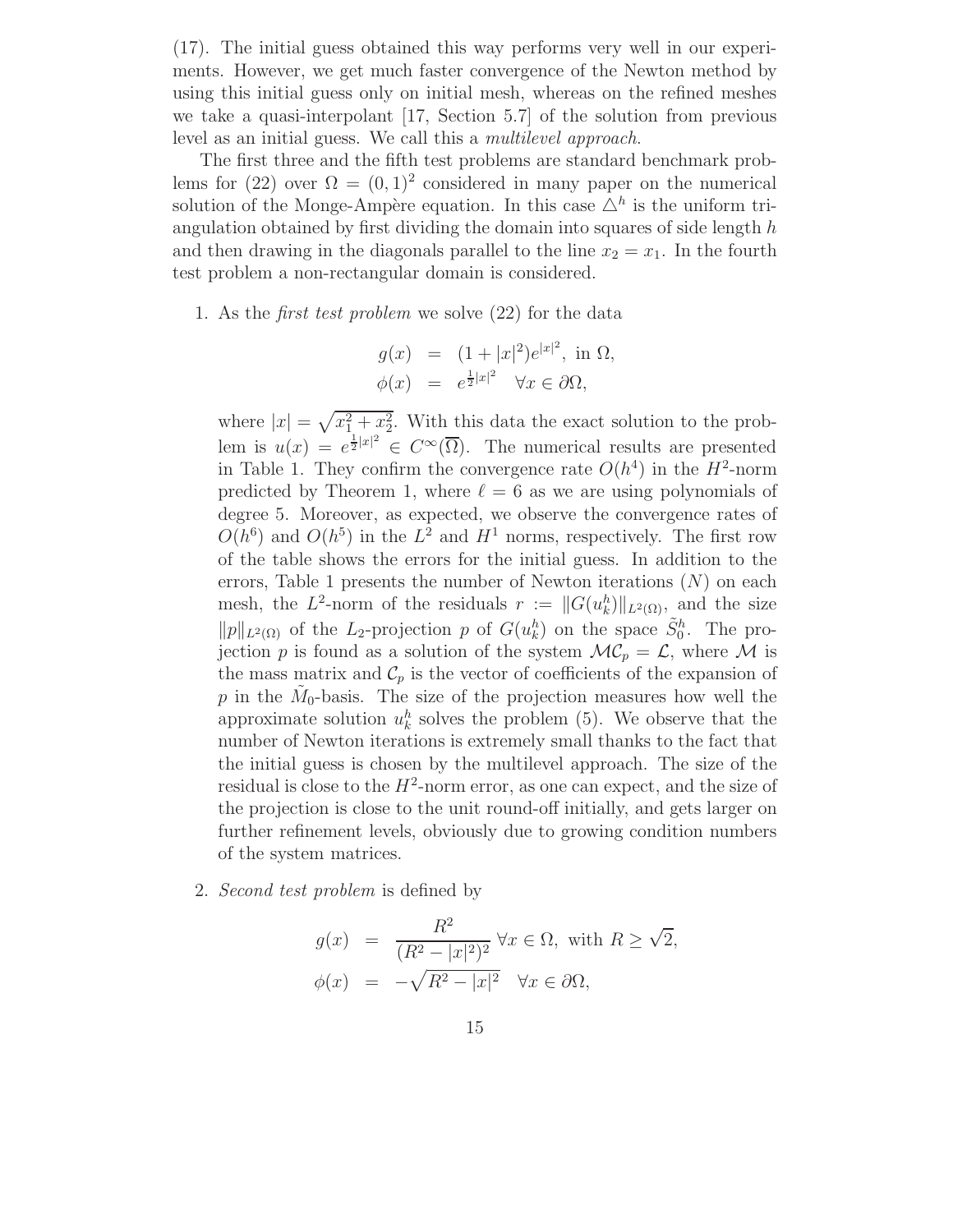(17). The initial guess obtained this way performs very well in our experiments. However, we get much faster convergence of the Newton method by using this initial guess only on initial mesh, whereas on the refined meshes we take a quasi-interpolant [17, Section 5.7] of the solution from previous level as an initial guess. We call this a *multilevel approach*.

The first three and the fifth test problems are standard benchmark problems for (22) over $\Omega = (0,1)^2$ considered in many paper on the numerical solution of the Monge-Ampère equation. In this case $\triangle^h$ is the uniform triangulation obtained by first dividing the domain into squares of side length $h$ and then drawing in the diagonals parallel to the line $x_2 = x_1$. In the fourth test problem a non-rectangular domain is considered.

1. As the *first test problem* we solve (22) for the data

$$
\begin{aligned}
g(x) &= (1 + |x|^2)e^{|x|^2}, \text{ in } \Omega, \\
\phi(x) &= e^{\frac{1}{2}|x|^2} \quad \forall x \in \partial\Omega,
\end{aligned}
$$

   where $|x| = \sqrt{x_1^2 + x_2^2}$. With this data the exact solution to the problem is $u(x) = e^{\frac{1}{2}|x|^2} \in C^\infty(\overline{\Omega})$. The numerical results are presented in Table 1. They confirm the convergence rate $O(h^4)$ in the $H^2$-norm predicted by Theorem 1, where $\ell = 6$ as we are using polynomials of degree 5. Moreover, as expected, we observe the convergence rates of $O(h^6)$ and $O(h^5)$ in the $L^2$ and $H^1$ norms, respectively. The first row of the table shows the errors for the initial guess. In addition to the errors, Table 1 presents the number of Newton iterations ($N$) on each mesh, the $L^2$-norm of the residuals $r := \|G(u_k^h)\|_{L^2(\Omega)}$, and the size $\|p\|_{L^2(\Omega)}$ of the $L_2$-projection $p$ of $G(u_k^h)$ on the space $\tilde{S}_0^h$. The projection $p$ is found as a solution of the system $\mathcal{M}\mathcal{C}_p = \mathcal{L}$, where $\mathcal{M}$ is the mass matrix and $\mathcal{C}_p$ is the vector of coefficients of the expansion of $p$ in the $\tilde{M}_0$-basis. The size of the projection measures how well the approximate solution $u_k^h$ solves the problem (5). We observe that the number of Newton iterations is extremely small thanks to the fact that the initial guess is chosen by the multilevel approach. The size of the residual is close to the $H^2$-norm error, as one can expect, and the size of the projection is close to the unit round-off initially, and gets larger on further refinement levels, obviously due to growing condition numbers of the system matrices.

2. *Second test problem* is defined by

$$
\begin{aligned}
g(x) &= \frac{R^2}{(R^2 - |x|^2)^2} \; \forall x \in \Omega, \text{ with } R \geq \sqrt{2}, \\
\phi(x) &= -\sqrt{R^2 - |x|^2} \quad \forall x \in \partial\Omega,
\end{aligned}
$$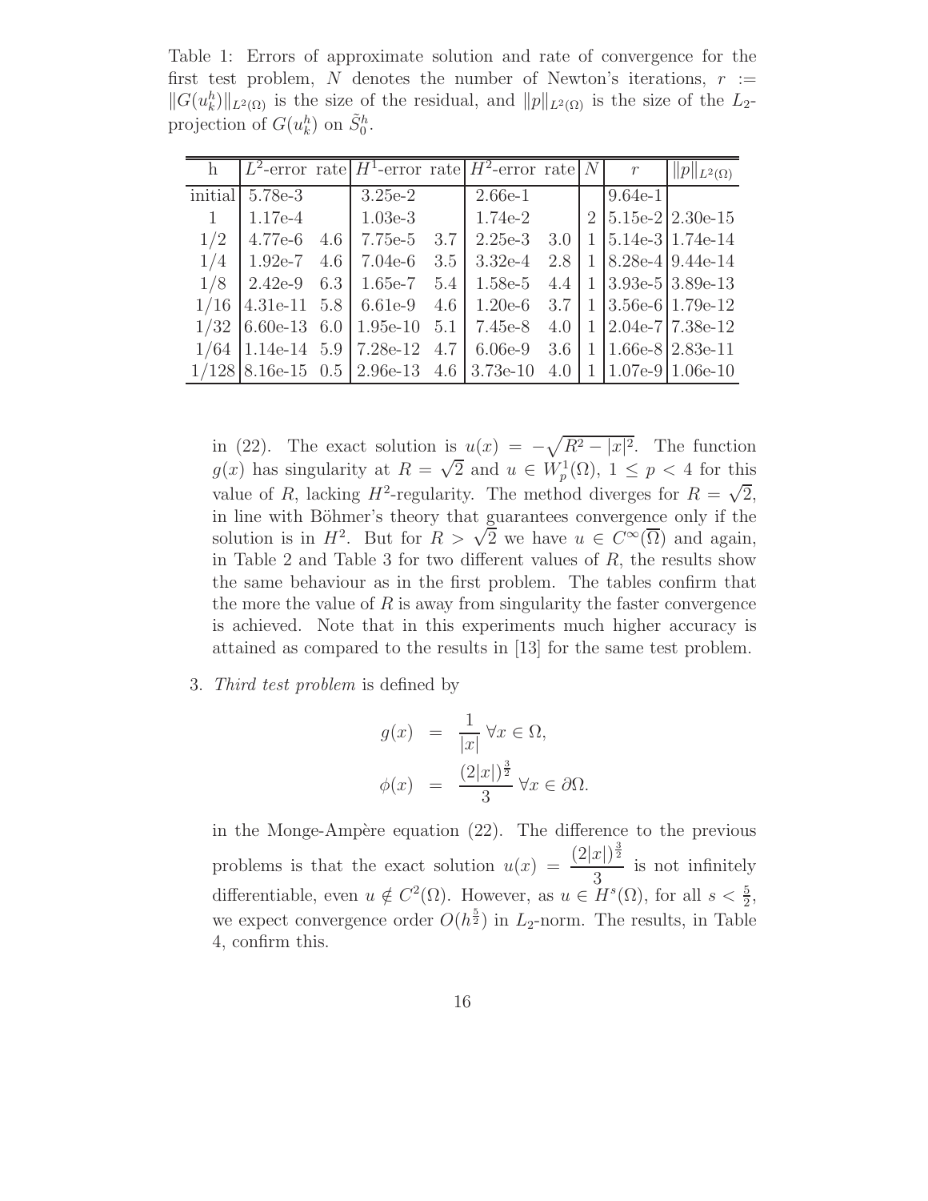Table 1: Errors of approximate solution and rate of convergence for the first test problem, $N$ denotes the number of Newton's iterations, $r := \|G(u_k^h)\|_{L^2(\Omega)}$ is the size of the residual, and $\|p\|_{L^2(\Omega)}$ is the size of the $L_2$-projection of $G(u_k^h)$ on $\tilde{S}_0^h$.

| h | $L^2$-error | rate | $H^1$-error | rate | $H^2$-error | rate | $N$ | $r$ | $\|p\|_{L^2(\Omega)}$ |
|---|---|---|---|---|---|---|---|---|---|
| initial | 5.78e-3 | | 3.25e-2 | | 2.66e-1 | | | 9.64e-1 | |
| 1 | 1.17e-4 | | 1.03e-3 | | 1.74e-2 | | 2 | 5.15e-2 | 2.30e-15 |
| $1/2$ | 4.77e-6 | 4.6 | 7.75e-5 | 3.7 | 2.25e-3 | 3.0 | 1 | 5.14e-3 | 1.74e-14 |
| $1/4$ | 1.92e-7 | 4.6 | 7.04e-6 | 3.5 | 3.32e-4 | 2.8 | 1 | 8.28e-4 | 9.44e-14 |
| $1/8$ | 2.42e-9 | 6.3 | 1.65e-7 | 5.4 | 1.58e-5 | 4.4 | 1 | 3.93e-5 | 3.89e-13 |
| $1/16$ | 4.31e-11 | 5.8 | 6.61e-9 | 4.6 | 1.20e-6 | 3.7 | 1 | 3.56e-6 | 1.79e-12 |
| $1/32$ | 6.60e-13 | 6.0 | 1.95e-10 | 5.1 | 7.45e-8 | 4.0 | 1 | 2.04e-7 | 7.38e-12 |
| $1/64$ | 1.14e-14 | 5.9 | 7.28e-12 | 4.7 | 6.06e-9 | 3.6 | 1 | 1.66e-8 | 2.83e-11 |
| $1/128$ | 8.16e-15 | 0.5 | 2.96e-13 | 4.6 | 3.73e-10 | 4.0 | 1 | 1.07e-9 | 1.06e-10 |

in (22). The exact solution is $u(x) = -\sqrt{R^2 - |x|^2}$. The function $g(x)$ has singularity at $R = \sqrt{2}$ and $u \in W_p^1(\Omega)$, $1 \leq p < 4$ for this value of $R$, lacking $H^2$-regularity. The method diverges for $R = \sqrt{2}$, in line with Böhmer's theory that guarantees convergence only if the solution is in $H^2$. But for $R > \sqrt{2}$ we have $u \in C^\infty(\overline{\Omega})$ and again, in Table 2 and Table 3 for two different values of $R$, the results show the same behaviour as in the first problem. The tables confirm that the more the value of $R$ is away from singularity the faster convergence is achieved. Note that in this experiments much higher accuracy is attained as compared to the results in [13] for the same test problem.

3. *Third test problem* is defined by

$$
\begin{aligned}
g(x) &= \frac{1}{|x|} \; \forall x \in \Omega, \\
\phi(x) &= \frac{(2|x|)^{\frac{3}{2}}}{3} \; \forall x \in \partial\Omega.
\end{aligned}
$$

in the Monge-Ampère equation (22). The difference to the previous problems is that the exact solution $u(x) = \dfrac{(2|x|)^{\frac{3}{2}}}{3}$ is not infinitely differentiable, even $u \notin C^2(\Omega)$. However, as $u \in H^s(\Omega)$, for all $s < \frac{5}{2}$, we expect convergence order $O(h^{\frac{5}{2}})$ in $L_2$-norm. The results, in Table 4, confirm this.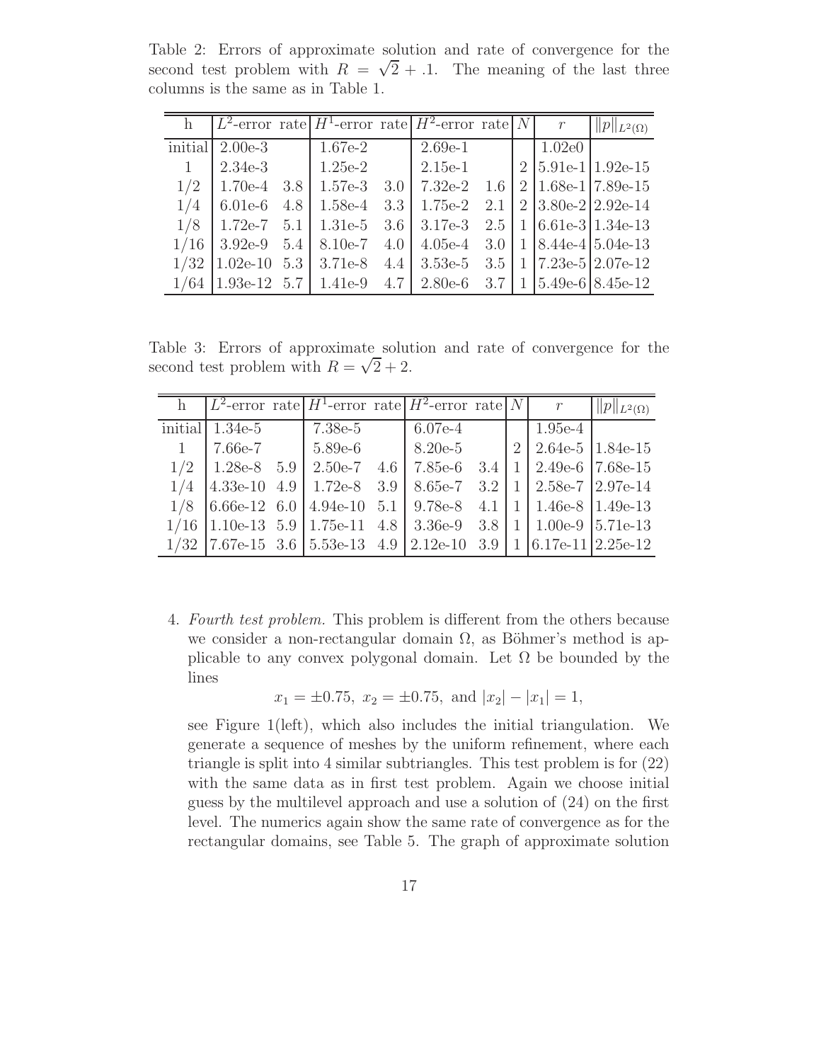Table 2: Errors of approximate solution and rate of convergence for the second test problem with $R = \sqrt{2} + .1$. The meaning of the last three columns is the same as in Table 1.

| h | $L^2$-error | rate | $H^1$-error | rate | $H^2$-error | rate | $N$ | $r$ | $\|p\|_{L^2(\Omega)}$ |
|---|---|---|---|---|---|---|---|---|---|
| initial | 2.00e-3 | | 1.67e-2 | | 2.69e-1 | | | 1.02e0 | |
| 1 | 2.34e-3 | | 1.25e-2 | | 2.15e-1 | | 2 | 5.91e-1 | 1.92e-15 |
| 1/2 | 1.70e-4 | 3.8 | 1.57e-3 | 3.0 | 7.32e-2 | 1.6 | 2 | 1.68e-1 | 7.89e-15 |
| 1/4 | 6.01e-6 | 4.8 | 1.58e-4 | 3.3 | 1.75e-2 | 2.1 | 2 | 3.80e-2 | 2.92e-14 |
| 1/8 | 1.72e-7 | 5.1 | 1.31e-5 | 3.6 | 3.17e-3 | 2.5 | 1 | 6.61e-3 | 1.34e-13 |
| 1/16 | 3.92e-9 | 5.4 | 8.10e-7 | 4.0 | 4.05e-4 | 3.0 | 1 | 8.44e-4 | 5.04e-13 |
| 1/32 | 1.02e-10 | 5.3 | 3.71e-8 | 4.4 | 3.53e-5 | 3.5 | 1 | 7.23e-5 | 2.07e-12 |
| 1/64 | 1.93e-12 | 5.7 | 1.41e-9 | 4.7 | 2.80e-6 | 3.7 | 1 | 5.49e-6 | 8.45e-12 |

Table 3: Errors of approximate solution and rate of convergence for the second test problem with $R = \sqrt{2} + 2$.

| h | $L^2$-error | rate | $H^1$-error | rate | $H^2$-error | rate | $N$ | $r$ | $\|p\|_{L^2(\Omega)}$ |
|---|---|---|---|---|---|---|---|---|---|
| initial | 1.34e-5 | | 7.38e-5 | | 6.07e-4 | | | 1.95e-4 | |
| 1 | 7.66e-7 | | 5.89e-6 | | 8.20e-5 | | 2 | 2.64e-5 | 1.84e-15 |
| 1/2 | 1.28e-8 | 5.9 | 2.50e-7 | 4.6 | 7.85e-6 | 3.4 | 1 | 2.49e-6 | 7.68e-15 |
| 1/4 | 4.33e-10 | 4.9 | 1.72e-8 | 3.9 | 8.65e-7 | 3.2 | 1 | 2.58e-7 | 2.97e-14 |
| 1/8 | 6.66e-12 | 6.0 | 4.94e-10 | 5.1 | 9.78e-8 | 4.1 | 1 | 1.46e-8 | 1.49e-13 |
| 1/16 | 1.10e-13 | 5.9 | 1.75e-11 | 4.8 | 3.36e-9 | 3.8 | 1 | 1.00e-9 | 5.71e-13 |
| 1/32 | 7.67e-15 | 3.6 | 5.53e-13 | 4.9 | 2.12e-10 | 3.9 | 1 | 6.17e-11 | 2.25e-12 |

4. *Fourth test problem.* This problem is different from the others because we consider a non-rectangular domain $\Omega$, as Böhmer's method is applicable to any convex polygonal domain. Let $\Omega$ be bounded by the lines

$$x_1 = \pm 0.75,\ x_2 = \pm 0.75,\ \text{and } |x_2| - |x_1| = 1,$$

see Figure 1(left), which also includes the initial triangulation. We generate a sequence of meshes by the uniform refinement, where each triangle is split into 4 similar subtriangles. This test problem is for (22) with the same data as in first test problem. Again we choose initial guess by the multilevel approach and use a solution of (24) on the first level. The numerics again show the same rate of convergence as for the rectangular domains, see Table 5. The graph of approximate solution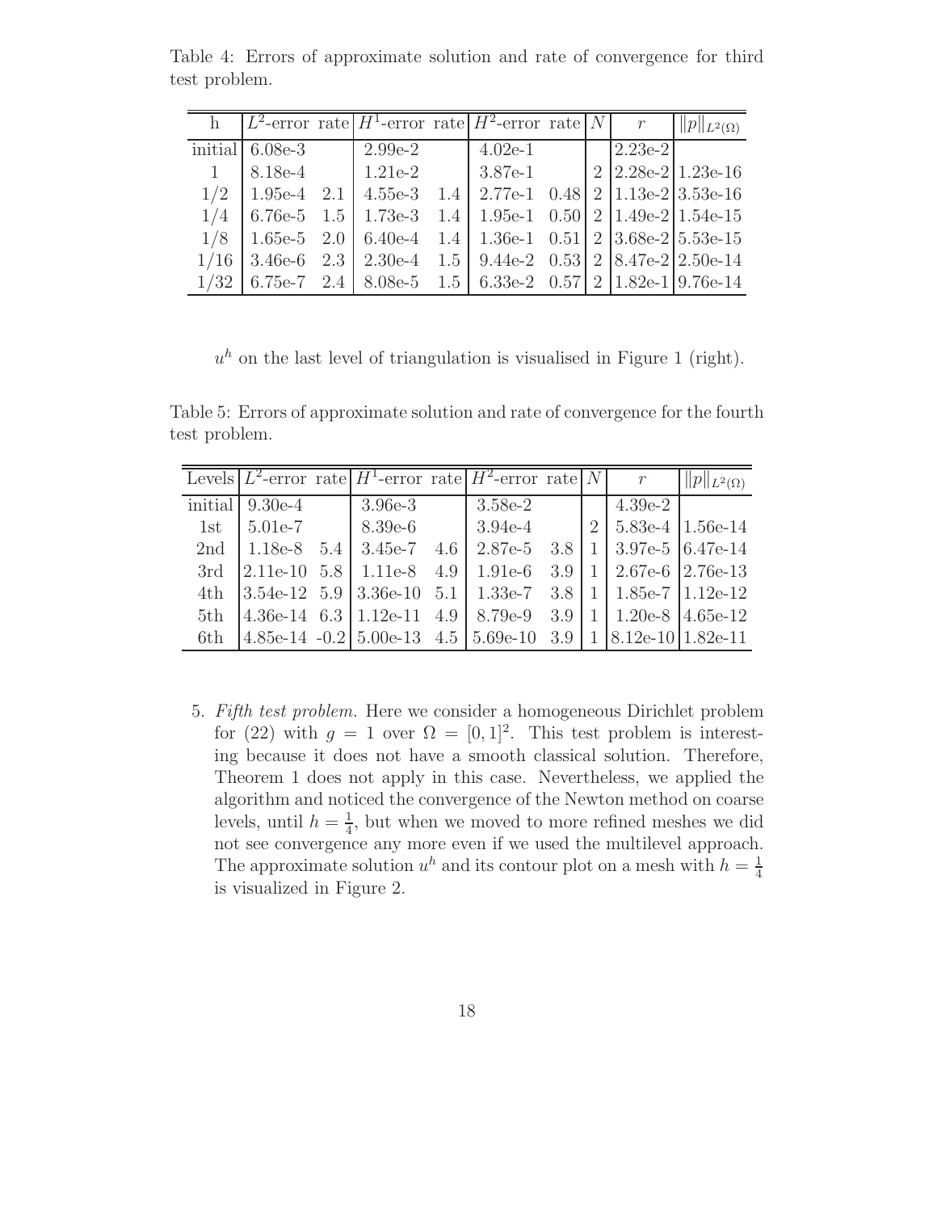Table 4: Errors of approximate solution and rate of convergence for third test problem.

| h | $L^2$-error | rate | $H^1$-error | rate | $H^2$-error | rate | $N$ | $r$ | $\|p\|_{L^2(\Omega)}$ |
|---|---|---|---|---|---|---|---|---|---|
| initial | 6.08e-3 | | 2.99e-2 | | 4.02e-1 | | | 2.23e-2 | |
| 1 | 8.18e-4 | | 1.21e-2 | | 3.87e-1 | | 2 | 2.28e-2 | 1.23e-16 |
| 1/2 | 1.95e-4 | 2.1 | 4.55e-3 | 1.4 | 2.77e-1 | 0.48 | 2 | 1.13e-2 | 3.53e-16 |
| 1/4 | 6.76e-5 | 1.5 | 1.73e-3 | 1.4 | 1.95e-1 | 0.50 | 2 | 1.49e-2 | 1.54e-15 |
| 1/8 | 1.65e-5 | 2.0 | 6.40e-4 | 1.4 | 1.36e-1 | 0.51 | 2 | 3.68e-2 | 5.53e-15 |
| 1/16 | 3.46e-6 | 2.3 | 2.30e-4 | 1.5 | 9.44e-2 | 0.53 | 2 | 8.47e-2 | 2.50e-14 |
| 1/32 | 6.75e-7 | 2.4 | 8.08e-5 | 1.5 | 6.33e-2 | 0.57 | 2 | 1.82e-1 | 9.76e-14 |

$u^h$ on the last level of triangulation is visualised in Figure 1 (right).

Table 5: Errors of approximate solution and rate of convergence for the fourth test problem.

| Levels | $L^2$-error | rate | $H^1$-error | rate | $H^2$-error | rate | $N$ | $r$ | $\|p\|_{L^2(\Omega)}$ |
|---|---|---|---|---|---|---|---|---|---|
| initial | 9.30e-4 | | 3.96e-3 | | 3.58e-2 | | | 4.39e-2 | |
| 1st | 5.01e-7 | | 8.39e-6 | | 3.94e-4 | | 2 | 5.83e-4 | 1.56e-14 |
| 2nd | 1.18e-8 | 5.4 | 3.45e-7 | 4.6 | 2.87e-5 | 3.8 | 1 | 3.97e-5 | 6.47e-14 |
| 3rd | 2.11e-10 | 5.8 | 1.11e-8 | 4.9 | 1.91e-6 | 3.9 | 1 | 2.67e-6 | 2.76e-13 |
| 4th | 3.54e-12 | 5.9 | 3.36e-10 | 5.1 | 1.33e-7 | 3.8 | 1 | 1.85e-7 | 1.12e-12 |
| 5th | 4.36e-14 | 6.3 | 1.12e-11 | 4.9 | 8.79e-9 | 3.9 | 1 | 1.20e-8 | 4.65e-12 |
| 6th | 4.85e-14 | -0.2 | 5.00e-13 | 4.5 | 5.69e-10 | 3.9 | 1 | 8.12e-10 | 1.82e-11 |

5. *Fifth test problem.* Here we consider a homogeneous Dirichlet problem for (22) with $g = 1$ over $\Omega = [0, 1]^2$. This test problem is interesting because it does not have a smooth classical solution. Therefore, Theorem 1 does not apply in this case. Nevertheless, we applied the algorithm and noticed the convergence of the Newton method on coarse levels, until $h = \frac{1}{4}$, but when we moved to more refined meshes we did not see convergence any more even if we used the multilevel approach. The approximate solution $u^h$ and its contour plot on a mesh with $h = \frac{1}{4}$ is visualized in Figure 2.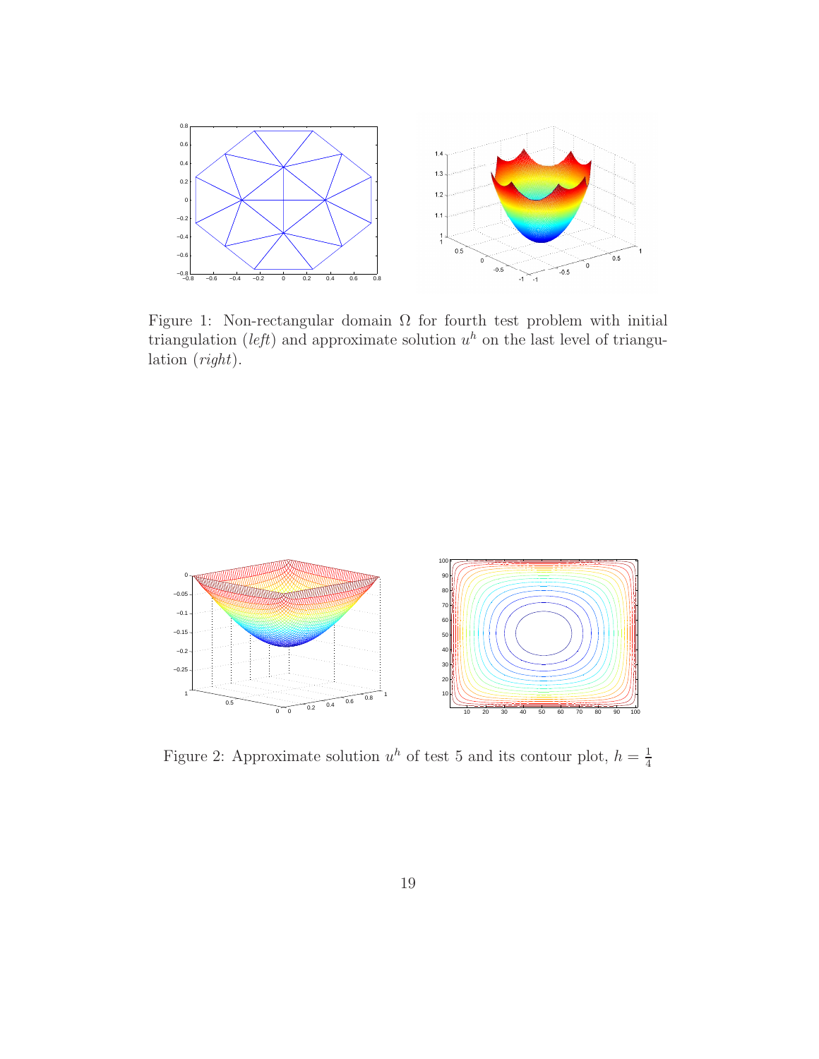Figure 1: Non-rectangular domain $\Omega$ for fourth test problem with initial triangulation (*left*) and approximate solution $u^h$ on the last level of triangulation (*right*).

Figure 2: Approximate solution $u^h$ of test 5 and its contour plot, $h = \frac{1}{4}$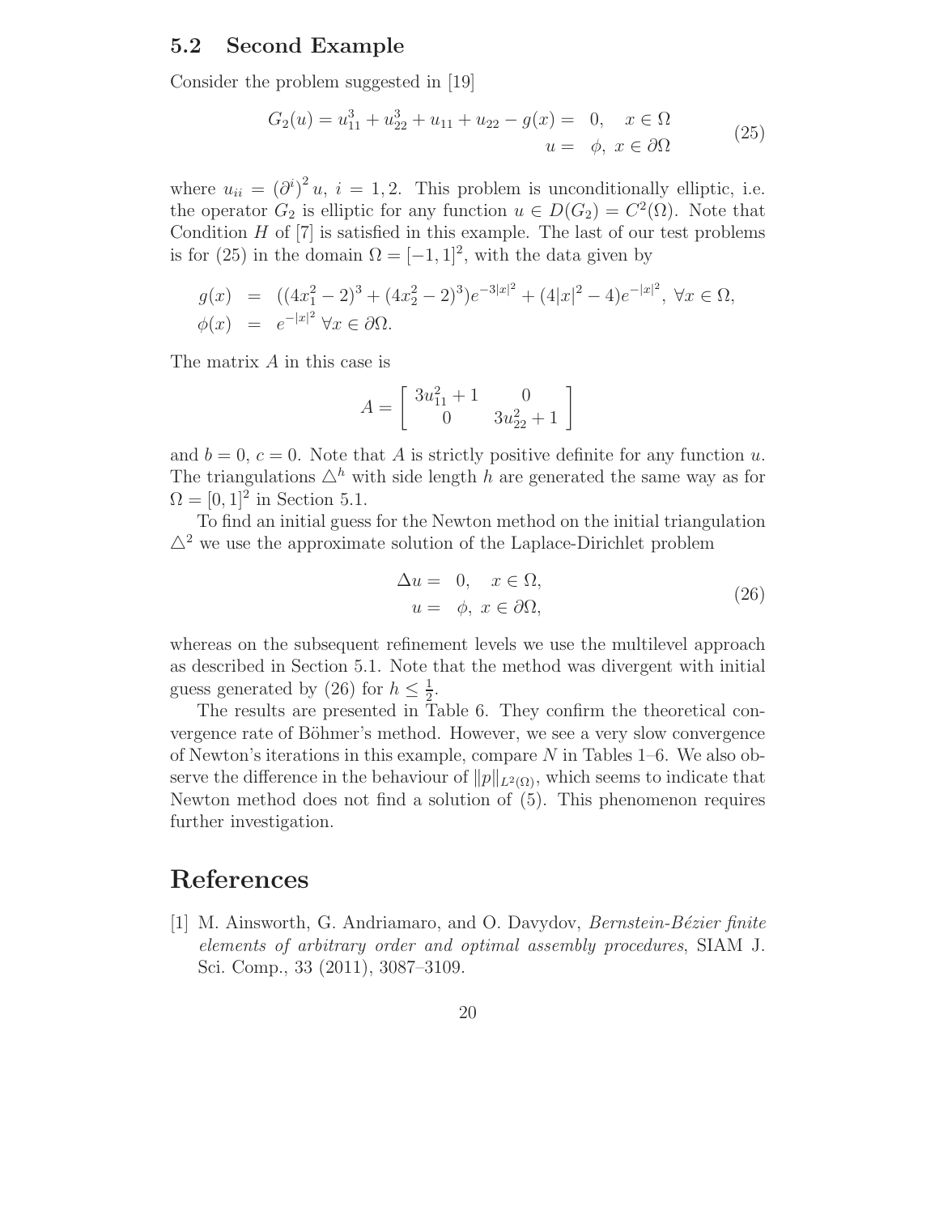### 5.2 Second Example

Consider the problem suggested in [19]

$$
\begin{aligned}
G_2(u) = u_{11}^3 + u_{22}^3 + u_{11} + u_{22} - g(x) = \ & 0, \quad x \in \Omega \\
u = \ & \phi, \ x \in \partial\Omega
\end{aligned}
\tag{25}
$$

where $u_{ii} = (\partial^i)^2 u$, $i = 1, 2$. This problem is unconditionally elliptic, i.e. the operator $G_2$ is elliptic for any function $u \in D(G_2) = C^2(\Omega)$. Note that Condition $H$ of [7] is satisfied in this example. The last of our test problems is for (25) in the domain $\Omega = [-1, 1]^2$, with the data given by

$$
\begin{aligned}
g(x) &= ((4x_1^2 - 2)^3 + (4x_2^2 - 2)^3)e^{-3|x|^2} + (4|x|^2 - 4)e^{-|x|^2}, \ \forall x \in \Omega, \\
\phi(x) &= e^{-|x|^2} \ \forall x \in \partial\Omega.
\end{aligned}
$$

The matrix $A$ in this case is

$$
A = \begin{bmatrix} 3u_{11}^2 + 1 & 0 \\ 0 & 3u_{22}^2 + 1 \end{bmatrix}
$$

and $b = 0$, $c = 0$. Note that $A$ is strictly positive definite for any function $u$. The triangulations $\triangle^h$ with side length $h$ are generated the same way as for $\Omega = [0, 1]^2$ in Section 5.1.

To find an initial guess for the Newton method on the initial triangulation $\triangle^2$ we use the approximate solution of the Laplace-Dirichlet problem

$$
\begin{aligned}
\Delta u = \ & 0, \quad x \in \Omega, \\
u = \ & \phi, \ x \in \partial\Omega,
\end{aligned}
\tag{26}
$$

whereas on the subsequent refinement levels we use the multilevel approach as described in Section 5.1. Note that the method was divergent with initial guess generated by (26) for $h \leq \frac{1}{2}$.

The results are presented in Table 6. They confirm the theoretical convergence rate of Böhmer's method. However, we see a very slow convergence of Newton's iterations in this example, compare $N$ in Tables 1–6. We also observe the difference in the behaviour of $\|p\|_{L^2(\Omega)}$, which seems to indicate that Newton method does not find a solution of (5). This phenomenon requires further investigation.

# References

[1] M. Ainsworth, G. Andriamaro, and O. Davydov, *Bernstein-Bézier finite elements of arbitrary order and optimal assembly procedures*, SIAM J. Sci. Comp., 33 (2011), 3087–3109.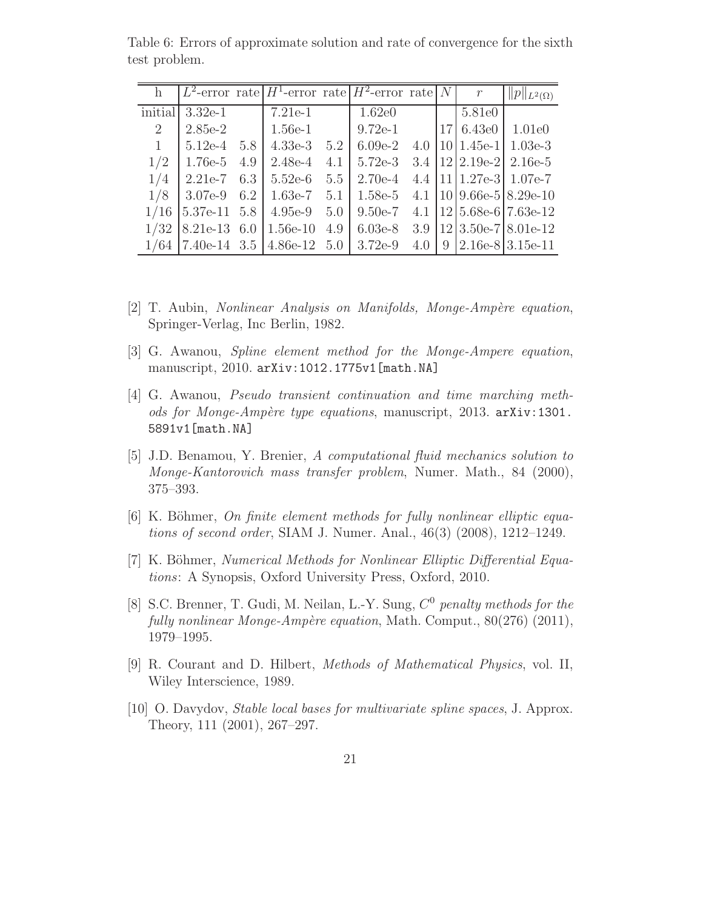Table 6: Errors of approximate solution and rate of convergence for the sixth test problem.

| h | $L^2$-error | rate | $H^1$-error | rate | $H^2$-error | rate | $N$ | $r$ | $\|p\|_{L^2(\Omega)}$ |
|---|---|---|---|---|---|---|---|---|---|
| initial | 3.32e-1 | | 7.21e-1 | | 1.62e0 | | | 5.81e0 | |
| 2 | 2.85e-2 | | 1.56e-1 | | 9.72e-1 | | 17 | 6.43e0 | 1.01e0 |
| 1 | 5.12e-4 | 5.8 | 4.33e-3 | 5.2 | 6.09e-2 | 4.0 | 10 | 1.45e-1 | 1.03e-3 |
| 1/2 | 1.76e-5 | 4.9 | 2.48e-4 | 4.1 | 5.72e-3 | 3.4 | 12 | 2.19e-2 | 2.16e-5 |
| 1/4 | 2.21e-7 | 6.3 | 5.52e-6 | 5.5 | 2.70e-4 | 4.4 | 11 | 1.27e-3 | 1.07e-7 |
| 1/8 | 3.07e-9 | 6.2 | 1.63e-7 | 5.1 | 1.58e-5 | 4.1 | 10 | 9.66e-5 | 8.29e-10 |
| 1/16 | 5.37e-11 | 5.8 | 4.95e-9 | 5.0 | 9.50e-7 | 4.1 | 12 | 5.68e-6 | 7.63e-12 |
| 1/32 | 8.21e-13 | 6.0 | 1.56e-10 | 4.9 | 6.03e-8 | 3.9 | 12 | 3.50e-7 | 8.01e-12 |
| 1/64 | 7.40e-14 | 3.5 | 4.86e-12 | 5.0 | 3.72e-9 | 4.0 | 9 | 2.16e-8 | 3.15e-11 |

[2] T. Aubin, *Nonlinear Analysis on Manifolds, Monge-Ampère equation*, Springer-Verlag, Inc Berlin, 1982.

[3] G. Awanou, *Spline element method for the Monge-Ampere equation*, manuscript, 2010. arXiv:1012.1775v1[math.NA]

[4] G. Awanou, *Pseudo transient continuation and time marching methods for Monge-Ampère type equations*, manuscript, 2013. arXiv:1301.5891v1[math.NA]

[5] J.D. Benamou, Y. Brenier, *A computational fluid mechanics solution to Monge-Kantorovich mass transfer problem*, Numer. Math., 84 (2000), 375–393.

[6] K. Böhmer, *On finite element methods for fully nonlinear elliptic equations of second order*, SIAM J. Numer. Anal., 46(3) (2008), 1212–1249.

[7] K. Böhmer, *Numerical Methods for Nonlinear Elliptic Differential Equations*: A Synopsis, Oxford University Press, Oxford, 2010.

[8] S.C. Brenner, T. Gudi, M. Neilan, L.-Y. Sung, *$C^0$ penalty methods for the fully nonlinear Monge-Ampère equation*, Math. Comput., 80(276) (2011), 1979–1995.

[9] R. Courant and D. Hilbert, *Methods of Mathematical Physics*, vol. II, Wiley Interscience, 1989.

[10] O. Davydov, *Stable local bases for multivariate spline spaces*, J. Approx. Theory, 111 (2001), 267–297.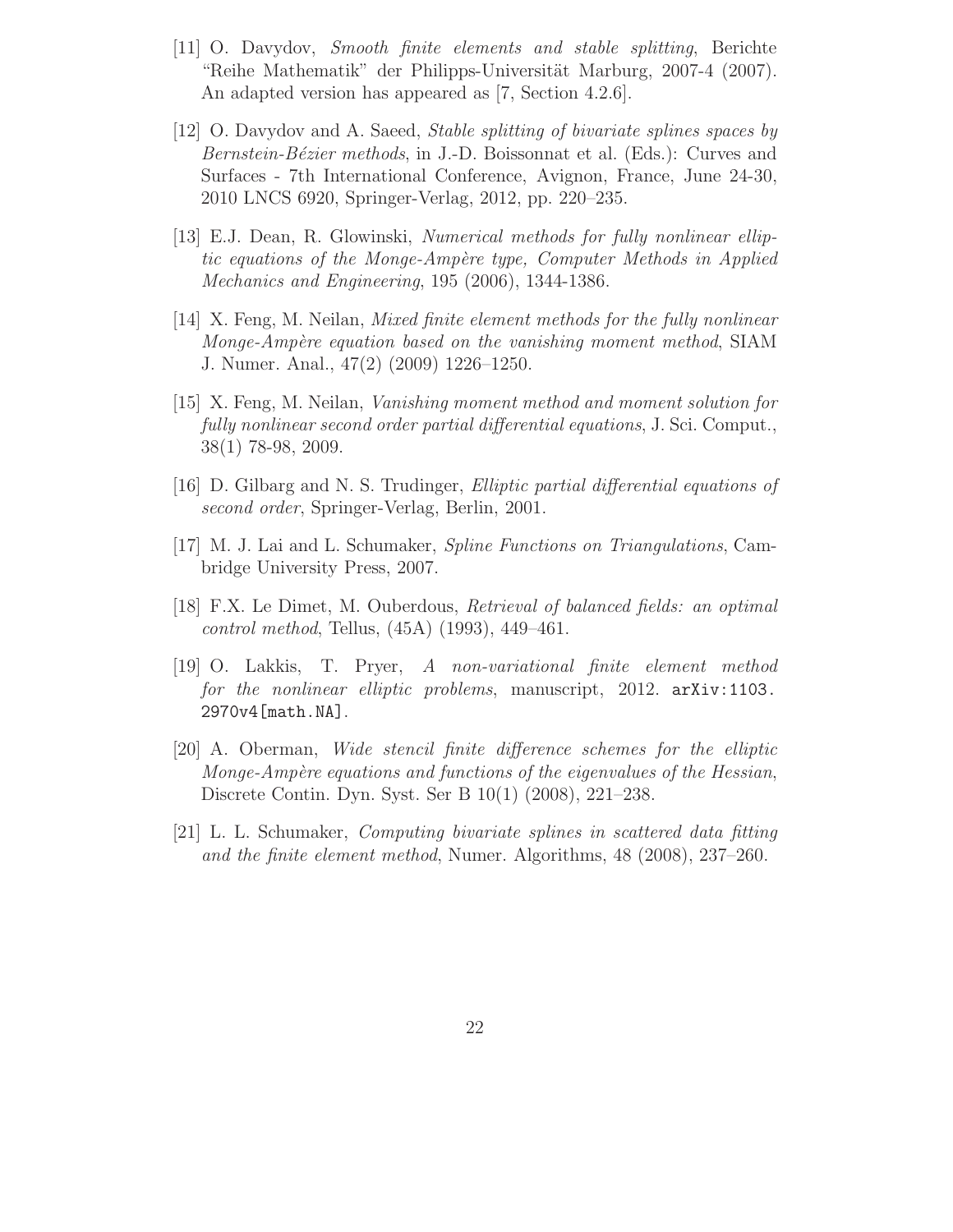[11] O. Davydov, *Smooth finite elements and stable splitting*, Berichte "Reihe Mathematik" der Philipps-Universität Marburg, 2007-4 (2007). An adapted version has appeared as [7, Section 4.2.6].

[12] O. Davydov and A. Saeed, *Stable splitting of bivariate splines spaces by Bernstein-Bézier methods*, in J.-D. Boissonnat et al. (Eds.): Curves and Surfaces - 7th International Conference, Avignon, France, June 24-30, 2010 LNCS 6920, Springer-Verlag, 2012, pp. 220–235.

[13] E.J. Dean, R. Glowinski, *Numerical methods for fully nonlinear elliptic equations of the Monge-Ampère type, Computer Methods in Applied Mechanics and Engineering*, 195 (2006), 1344-1386.

[14] X. Feng, M. Neilan, *Mixed finite element methods for the fully nonlinear Monge-Ampère equation based on the vanishing moment method*, SIAM J. Numer. Anal., 47(2) (2009) 1226–1250.

[15] X. Feng, M. Neilan, *Vanishing moment method and moment solution for fully nonlinear second order partial differential equations*, J. Sci. Comput., 38(1) 78-98, 2009.

[16] D. Gilbarg and N. S. Trudinger, *Elliptic partial differential equations of second order*, Springer-Verlag, Berlin, 2001.

[17] M. J. Lai and L. Schumaker, *Spline Functions on Triangulations*, Cambridge University Press, 2007.

[18] F.X. Le Dimet, M. Ouberdous, *Retrieval of balanced fields: an optimal control method*, Tellus, (45A) (1993), 449–461.

[19] O. Lakkis, T. Pryer, *A non-variational finite element method for the nonlinear elliptic problems*, manuscript, 2012. arXiv:1103.2970v4[math.NA].

[20] A. Oberman, *Wide stencil finite difference schemes for the elliptic Monge-Ampère equations and functions of the eigenvalues of the Hessian*, Discrete Contin. Dyn. Syst. Ser B 10(1) (2008), 221–238.

[21] L. L. Schumaker, *Computing bivariate splines in scattered data fitting and the finite element method*, Numer. Algorithms, 48 (2008), 237–260.